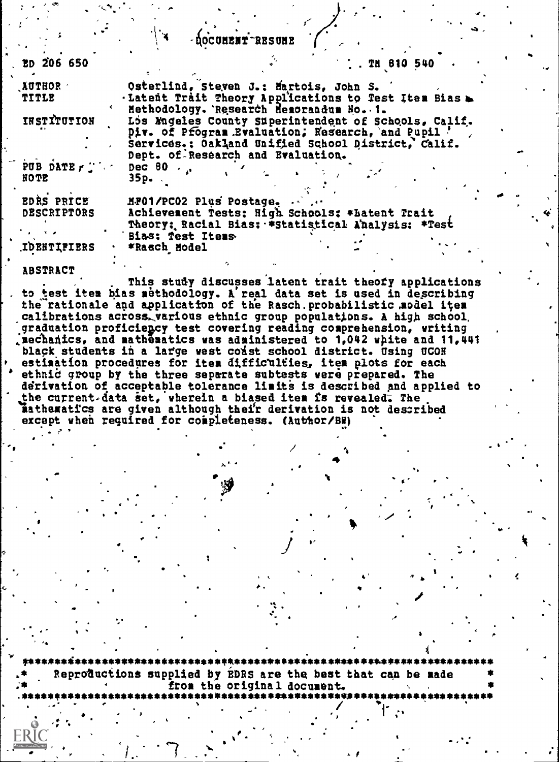# DOCUMENT RESUME

ED 206 650 TM 810 540

| | |
|---|---|
| AUTHOR | Osterlind, Steven J.; Martois, John S. |
| TITLE | Latent Trait Theory Applications to Test Item Bias Methodology. Research Memorandum No. 1. |
| INSTITUTION | Los Angeles County Superintendent of Schools, Calif. Div. of Program Evaluation, Research, and Pupil Services.; Oakland Unified School District, Calif. Dept. of Research and Evaluation. |
| PUB DATE | Dec 80 |
| NOTE | 35p. |
| EDRS PRICE | MF01/PC02 Plus Postage. |
| DESCRIPTORS | Achievement Tests; High Schools; *Latent Trait Theory; Racial Bias; *Statistical Analysis; *Test Bias; Test Items |
| IDENTIFIERS | *Rasch Model |

## ABSTRACT

This study discusses latent trait theory applications to test item bias methodology. A real data set is used in describing the rationale and application of the Rasch probabilistic model item calibrations across various ethnic group populations. A high school graduation proficiency test covering reading comprehension, writing mechanics, and mathematics was administered to 1,042 white and 11,441 black students in a large west coast school district. Using UCON estimation procedures for item difficulties, item plots for each ethnic group by the three separate subtests were prepared. The derivation of acceptable tolerance limits is described and applied to the current data set, wherein a biased item is revealed. The mathematics are given although their derivation is not described except when required for completeness. (Author/BW)

---

\* Reproductions supplied by EDRS are the best that can be made from the original document. \*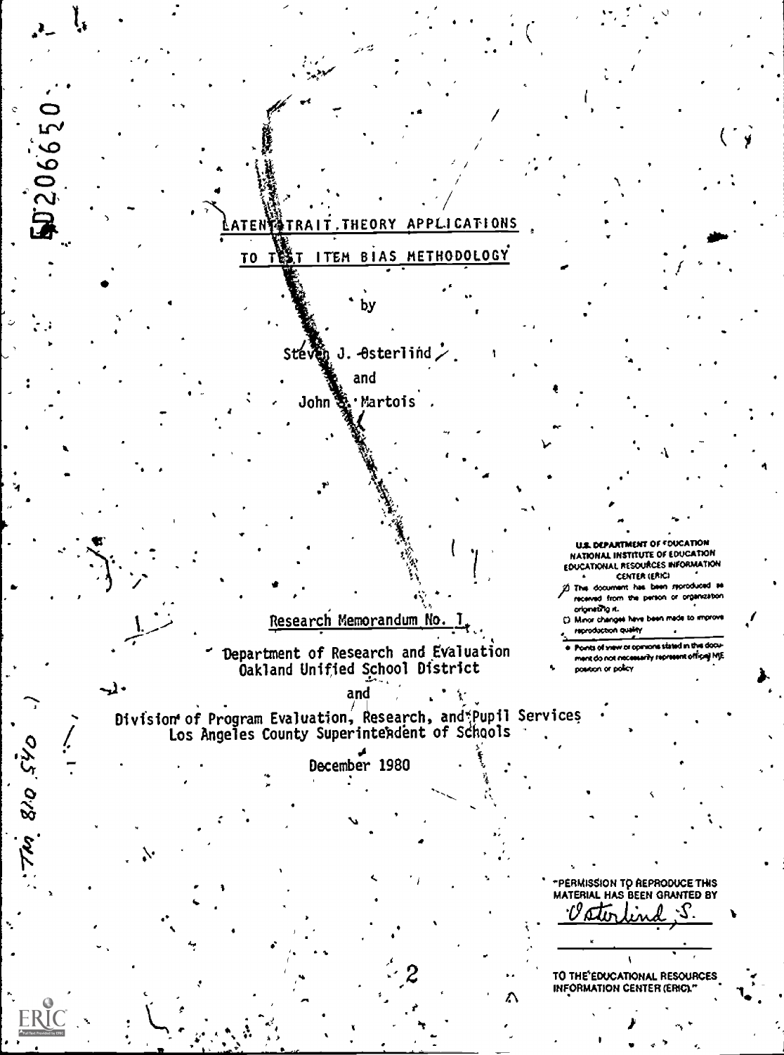ED206650

# LATENT TRAIT THEORY APPLICATIONS TO TEST ITEM BIAS METHODOLOGY

by

Steven J. Osterlind

and

John B. Martois

Research Memorandum No. 1

Department of Research and Evaluation
Oakland Unified School District

and

Division of Program Evaluation, Research, and Pupil Services
Los Angeles County Superintendent of Schools

December 1980

U.S. DEPARTMENT OF EDUCATION
NATIONAL INSTITUTE OF EDUCATION
EDUCATIONAL RESOURCES INFORMATION CENTER (ERIC)

- This document has been reproduced as received from the person or organization originating it.
- Minor changes have been made to improve reproduction quality.
- Points of view or opinions stated in this document do not necessarily represent official NIE position or policy

"PERMISSION TO REPRODUCE THIS MATERIAL HAS BEEN GRANTED BY

Osterlind, S.

TO THE EDUCATIONAL RESOURCES INFORMATION CENTER (ERIC)."

TM 810 540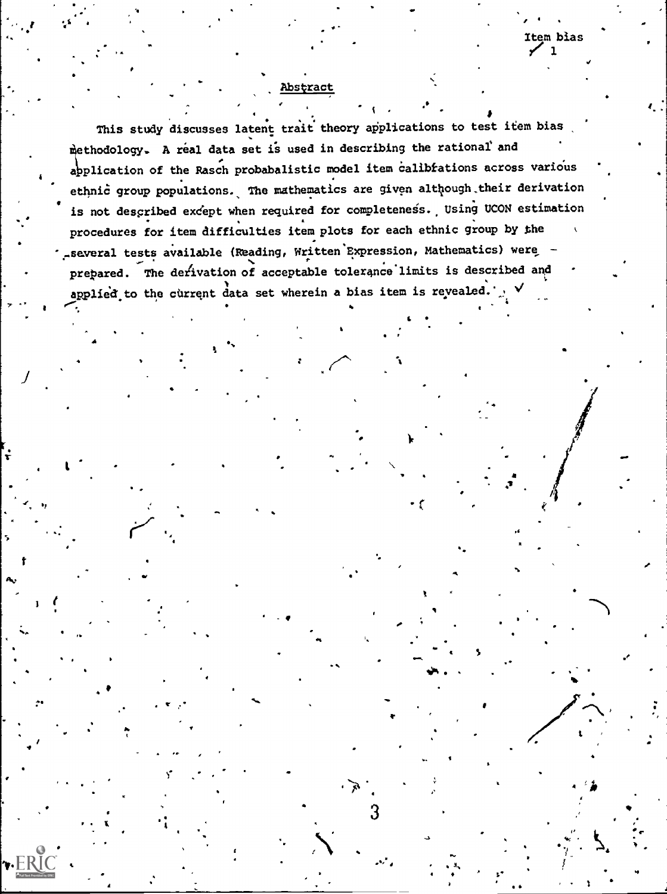## Abstract

This study discusses latent trait theory applications to test item bias methodology. A real data set is used in describing the rational and application of the Rasch probabalistic model item calibrations across various ethnic group populations. The mathematics are given although their derivation is not described except when required for completeness. Using UCON estimation procedures for item difficulties item plots for each ethnic group by the several tests available (Reading, Written Expression, Mathematics) were prepared. The derivation of acceptable tolerance limits is described and applied to the current data set wherein a bias item is revealed.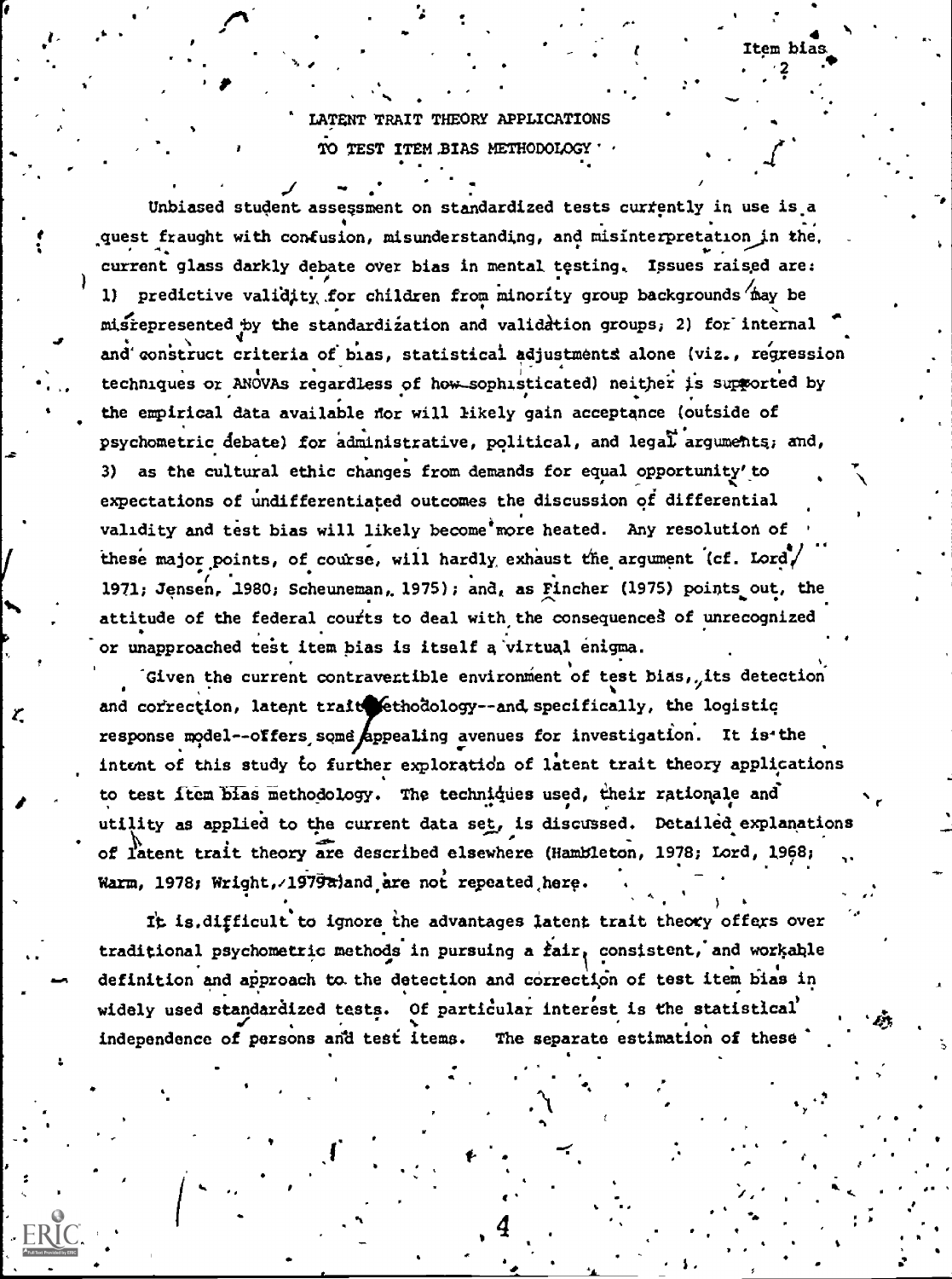# LATENT TRAIT THEORY APPLICATIONS TO TEST ITEM BIAS METHODOLOGY

Unbiased student assessment on standardized tests currently in use is a quest fraught with confusion, misunderstanding, and misinterpretation in the current glass darkly debate over bias in mental testing. Issues raised are: 1) predictive validity for children from minority group backgrounds may be misrepresented by the standardization and validation groups; 2) for internal and construct criteria of bias, statistical adjustments alone (viz., regression techniques or ANOVAs regardless of how sophisticated) neither is supported by the empirical data available nor will likely gain acceptance (outside of psychometric debate) for administrative, political, and legal arguments; and, 3) as the cultural ethic changes from demands for equal opportunity to expectations of undifferentiated outcomes the discussion of differential validity and test bias will likely become more heated. Any resolution of these major points, of course, will hardly exhaust the argument (cf. Lord, 1971; Jensen, 1980; Scheuneman, 1975); and, as Fincher (1975) points out, the attitude of the federal courts to deal with the consequences of unrecognized or unapproached test item bias is itself a virtual enigma.

Given the current contravertible environment of test bias, its detection and correction, latent trait methodology--and specifically, the logistic response model--offers some appealing avenues for investigation. It is the intent of this study to further exploration of latent trait theory applications to test item bias methodology. The techniques used, their rationale and utility as applied to the current data set, is discussed. Detailed explanations of latent trait theory are described elsewhere (Hambleton, 1978; Lord, 1968; Warm, 1978; Wright, 1979a) and are not repeated here.

It is difficult to ignore the advantages latent trait theory offers over traditional psychometric methods in pursuing a fair, consistent, and workable definition and approach to the detection and correction of test item bias in widely used standardized tests. Of particular interest is the statistical independence of persons and test items. The separate estimation of these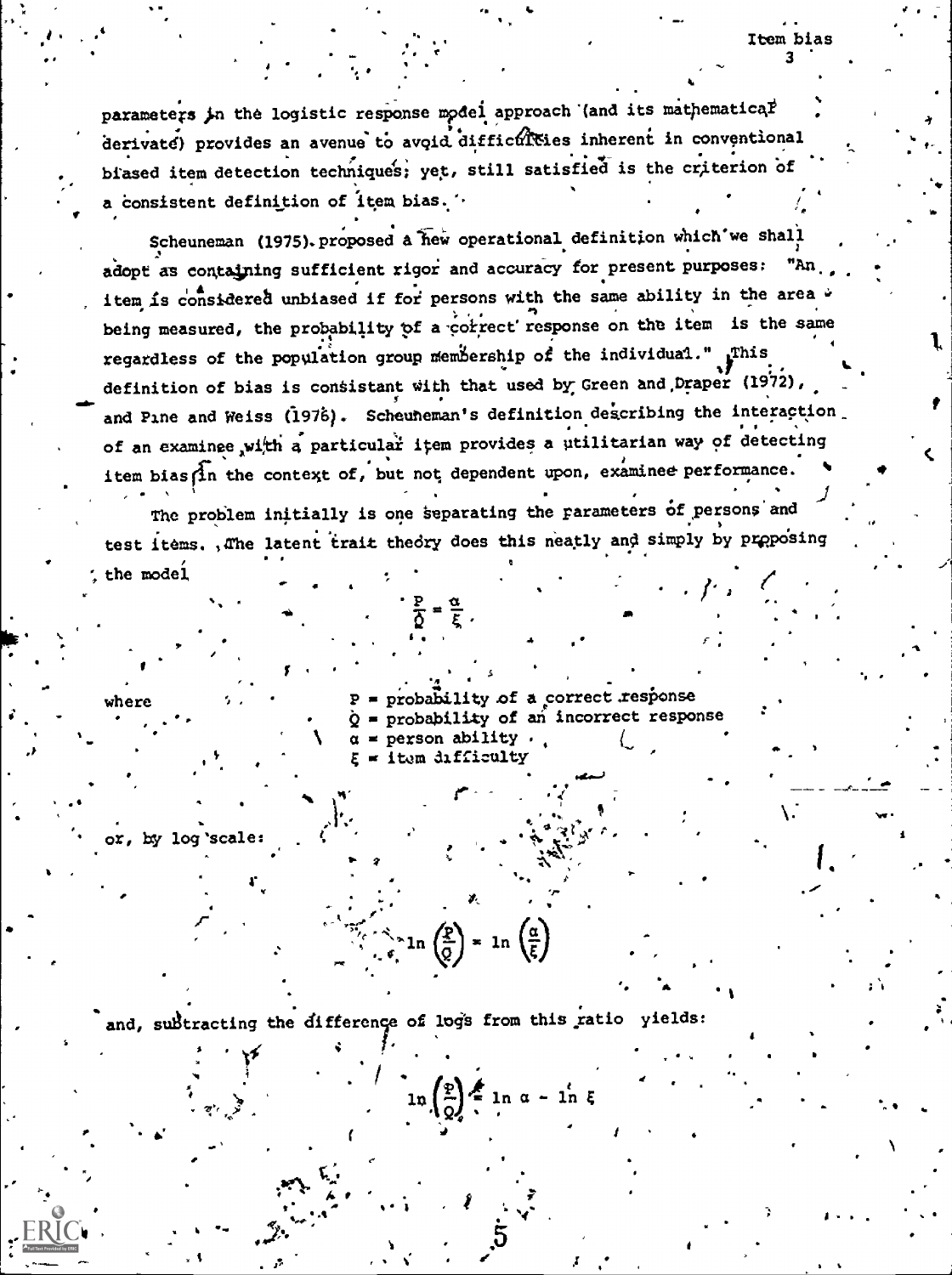parameters in the logistic response model approach (and its mathematical derivate) provides an avenue to avoid difficulties inherent in conventional biased item detection techniques; yet, still satisfied is the criterion of a consistent definition of item bias.

Scheuneman (1975) proposed a new operational definition which we shall adopt as containing sufficient rigor and accuracy for present purposes: "An item is considered unbiased if for persons with the same ability in the area being measured, the probability of a correct response on the item is the same regardless of the population group membership of the individual." This definition of bias is consistant with that used by Green and Draper (1972), and Pine and Weiss (1976). Scheuneman's definition describing the interaction of an examinee with a particular item provides a utilitarian way of detecting item bias in the context of, but not dependent upon, examinee performance.

The problem initially is one separating the parameters of persons and test items. The latent trait theory does this neatly and simply by proposing the model

$$\frac{P}{Q} = \frac{\alpha}{\xi}.$$

where

- $P$ = probability of a correct response
- $Q$ = probability of an incorrect response
- $\alpha$ = person ability
- $\xi$ = item difficulty

or, by log scale:

$$\ln\left(\frac{P}{Q}\right) = \ln\left(\frac{\alpha}{\xi}\right)$$

and, subtracting the difference of logs from this ratio yields:

$$\ln\left(\frac{P}{Q}\right) = \ln \alpha - \ln \xi$$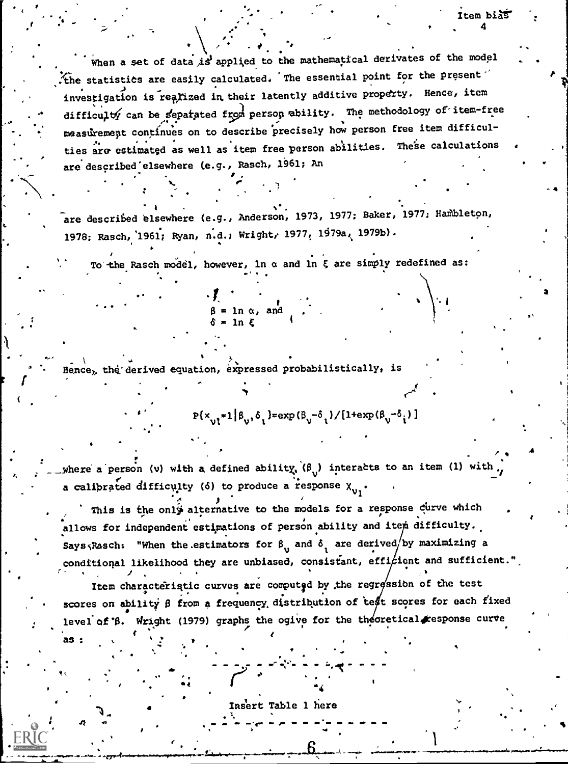When a set of data is applied to the mathematical derivates of the model the statistics are easily calculated. The essential point for the present investigation is realized in their latently additive property. Hence, item difficulty can be separated from person ability. The methodology of item-free measurement continues on to describe precisely how person free item difficulties are estimated as well as item free person abilities. These calculations are described elsewhere (e.g., Rasch, 1961; An

are described elsewhere (e.g., Anderson, 1973, 1977; Baker, 1977; Hambleton, 1978; Rasch, 1961; Ryan, n.d.; Wright, 1977, 1979a, 1979b).

To the Rasch model, however, ln $\alpha$ and ln $\xi$ are simply redefined as:

$$\beta = \ln \alpha, \text{ and}$$
$$\delta = \ln \xi$$

Hence, the derived equation, expressed probabilistically, is

$$P\{x_{\nu\iota}=1|\beta_\nu,\delta_\iota\}=\exp(\beta_\nu-\delta_\iota)/[1+\exp(\beta_\nu-\delta_\iota)]$$

where a person ($\nu$) with a defined ability ($\beta_\nu$) interacts to an item ($\iota$) with a calibrated difficulty ($\delta$) to produce a response $X_{\nu\iota}$.

This is the only alternative to the models for a response curve which allows for independent estimations of person ability and item difficulty. Says Rasch: "When the estimators for $\beta_\nu$ and $\delta_\iota$ are derived by maximizing a conditional likelihood they are unbiased, consistant, efficient and sufficient."

Item characteristic curves are computed by the regression of the test scores on ability $\beta$ from a frequency distribution of test scores for each fixed level of $\beta$. Wright (1979) graphs the ogive for the theoretical response curve as:

---

Insert Table 1 here

---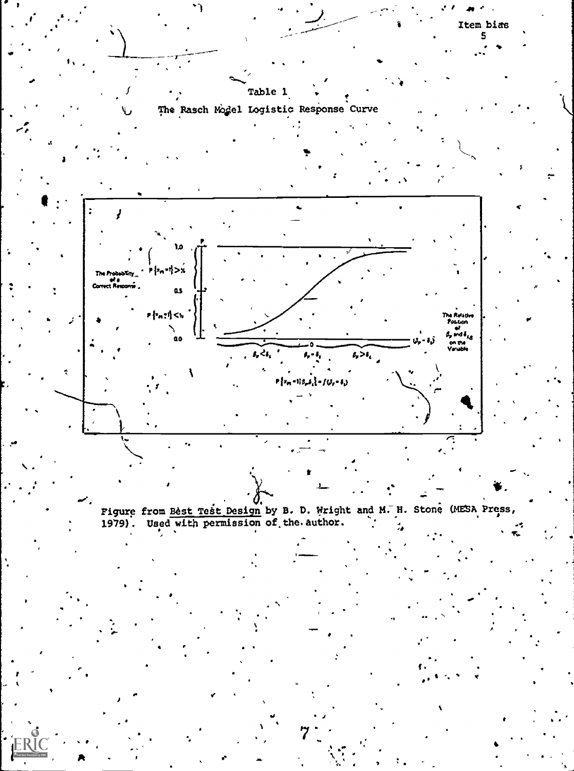Table 1

The Rasch Model Logistic Response Curve

The Probability of a Correct Response

1.0

$P\{x_{\nu i}=1\} > \frac{1}{2}$

0.5

$P\{x_{\nu i}=1\} < \frac{1}{2}$

0.0

$\beta_\nu < \delta_i$ &nbsp;&nbsp; $\beta_\nu = \delta_i$ &nbsp;&nbsp; $\beta_\nu > \delta_i$

$(\beta_\nu - \delta_i)$

The Relative Position of $\beta_\nu$ and $\delta_i$ on the Variable

$P\{x_{\nu i}=1|\beta_\nu,\delta_i\} = f(\beta_\nu - \delta_i)$

Figure from Best Test Design by B. D. Wright and M. H. Stone (MESA Press, 1979). Used with permission of the author.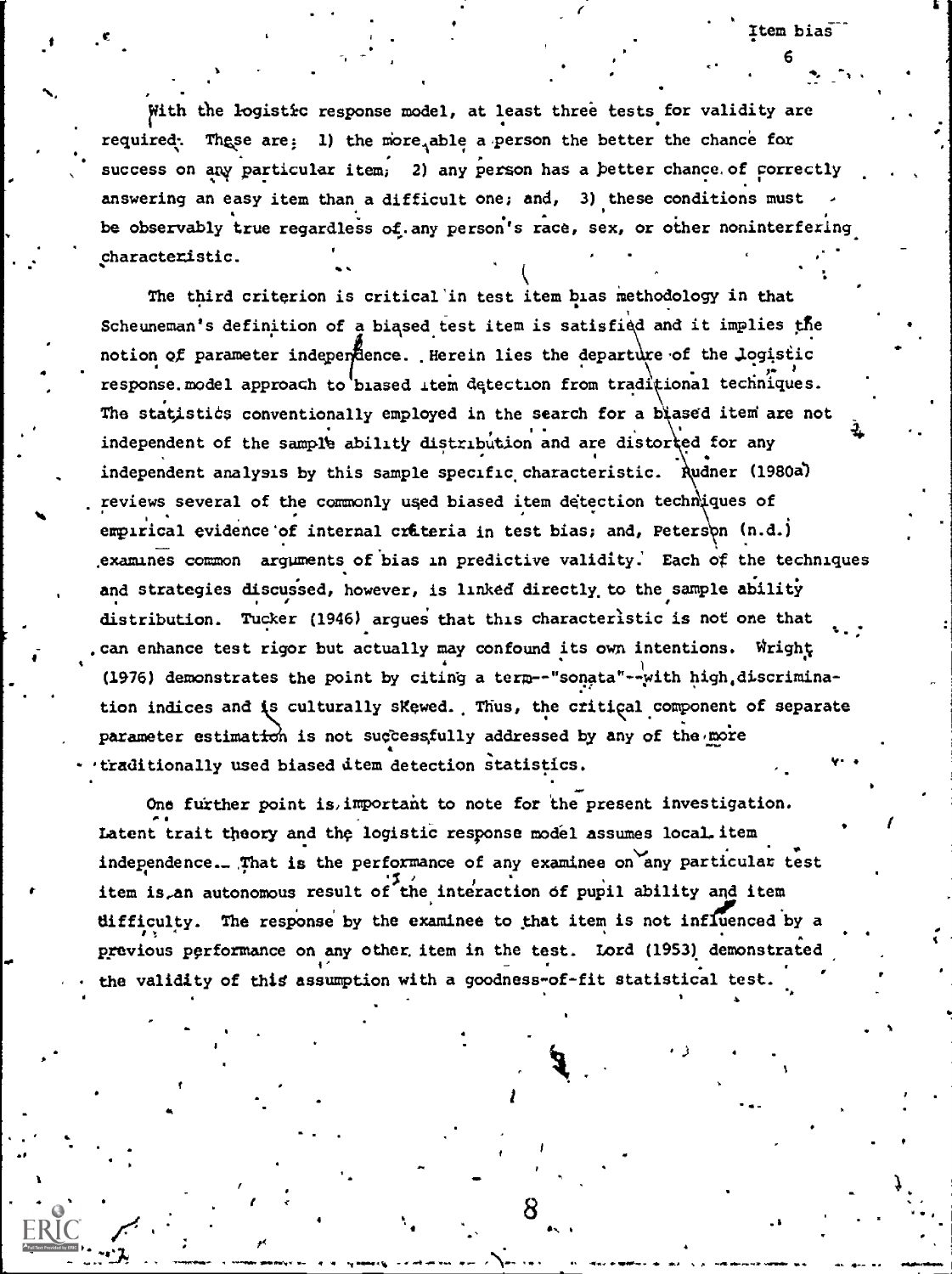With the logistic response model, at least three tests for validity are required. These are: 1) the more able a person the better the chance for success on any particular item; 2) any person has a better chance of correctly answering an easy item than a difficult one; and, 3) these conditions must be observably true regardless of any person's race, sex, or other noninterfering characteristic.

The third criterion is critical in test item bias methodology in that Scheuneman's definition of a biased test item is satisfied and it implies the notion of parameter independence. Herein lies the departure of the logistic response model approach to biased item detection from traditional techniques. The statistics conventionally employed in the search for a biased item are not independent of the sample ability distribution and are distorted for any independent analysis by this sample specific characteristic. Rudner (1980a) reviews several of the commonly used biased item detection techniques of empirical evidence of internal criteria in test bias; and, Peterson (n.d.) examines common arguments of bias in predictive validity. Each of the techniques and strategies discussed, however, is linked directly to the sample ability distribution. Tucker (1946) argues that this characteristic is not one that can enhance test rigor but actually may confound its own intentions. Wright (1976) demonstrates the point by citing a term--"sonata"--with high discrimination indices and is culturally skewed. Thus, the critical component of separate parameter estimation is not successfully addressed by any of the more traditionally used biased item detection statistics.

One further point is important to note for the present investigation. Latent trait theory and the logistic response model assumes local item independence. That is the performance of any examinee on any particular test item is an autonomous result of the interaction of pupil ability and item difficulty. The response by the examinee to that item is not influenced by a previous performance on any other item in the test. Lord (1953) demonstrated the validity of this assumption with a goodness-of-fit statistical test.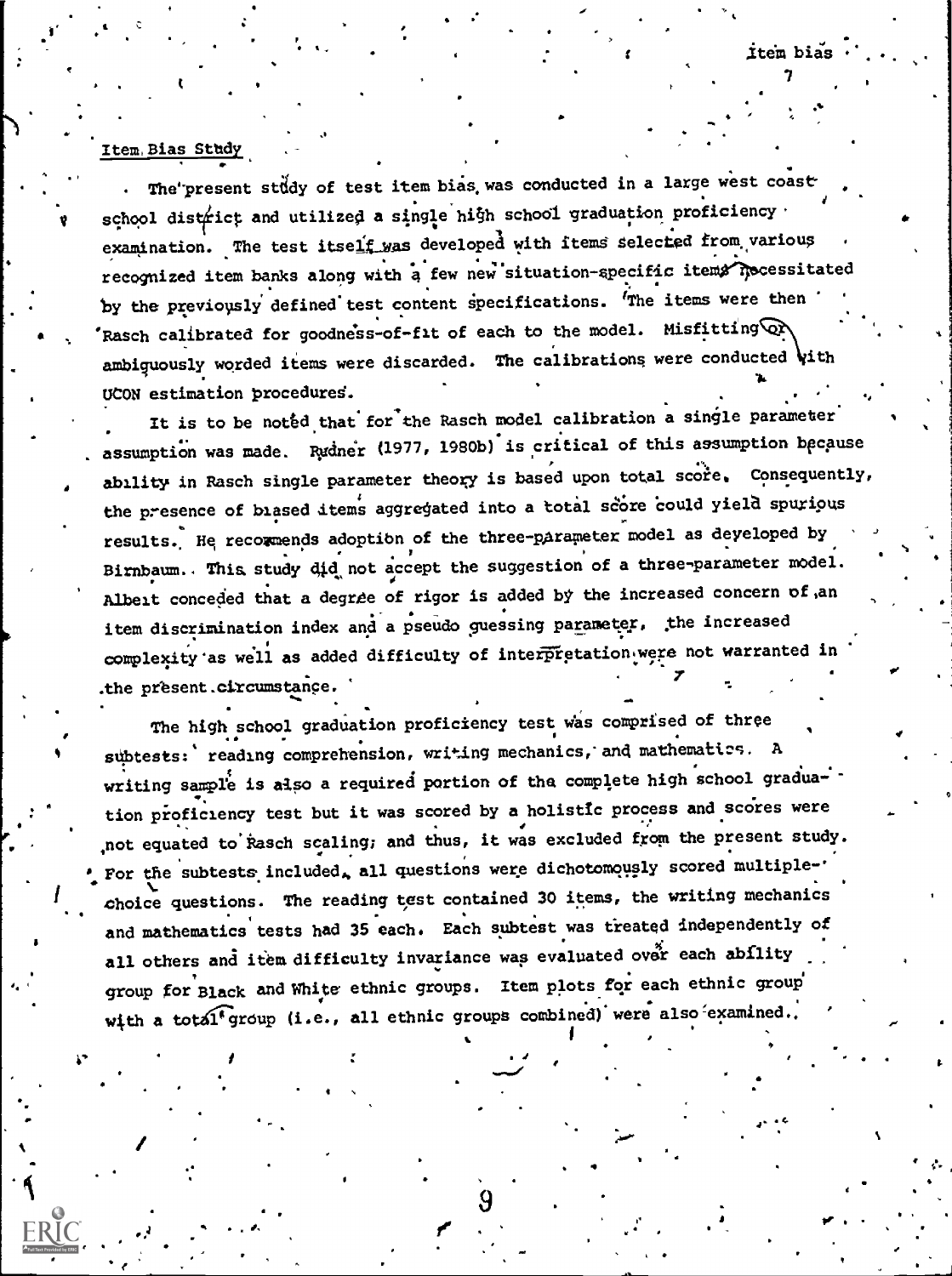## Item Bias Study

The present study of test item bias was conducted in a large west coast school district and utilized a single high school graduation proficiency examination. The test itself was developed with items selected from various recognized item banks along with a few new situation-specific items necessitated by the previously defined test content specifications. The items were then Rasch calibrated for goodness-of-fit of each to the model. Misfitting or ambiguously worded items were discarded. The calibrations were conducted with UCON estimation procedures.

It is to be noted that for the Rasch model calibration a single parameter assumption was made. Rudner (1977, 1980b) is critical of this assumption because ability in Rasch single parameter theory is based upon total score. Consequently, the presence of biased items aggregated into a total score could yield spurious results. He recommends adoption of the three-parameter model as developed by Birnbaum. This study did not accept the suggestion of a three-parameter model. Albeit conceded that a degree of rigor is added by the increased concern of an item discrimination index and a pseudo guessing parameter, the increased complexity as well as added difficulty of interpretation were not warranted in the present circumstance.

The high school graduation proficiency test was comprised of three subtests: reading comprehension, writing mechanics, and mathematics. A writing sample is also a required portion of the complete high school graduation proficiency test but it was scored by a holistic process and scores were not equated to Rasch scaling; and thus, it was excluded from the present study. For the subtests included, all questions were dichotomously scored multiple-choice questions. The reading test contained 30 items, the writing mechanics and mathematics tests had 35 each. Each subtest was treated independently of all others and item difficulty invariance was evaluated over each ability group for Black and White ethnic groups. Item plots for each ethnic group with a total group (i.e., all ethnic groups combined) were also examined.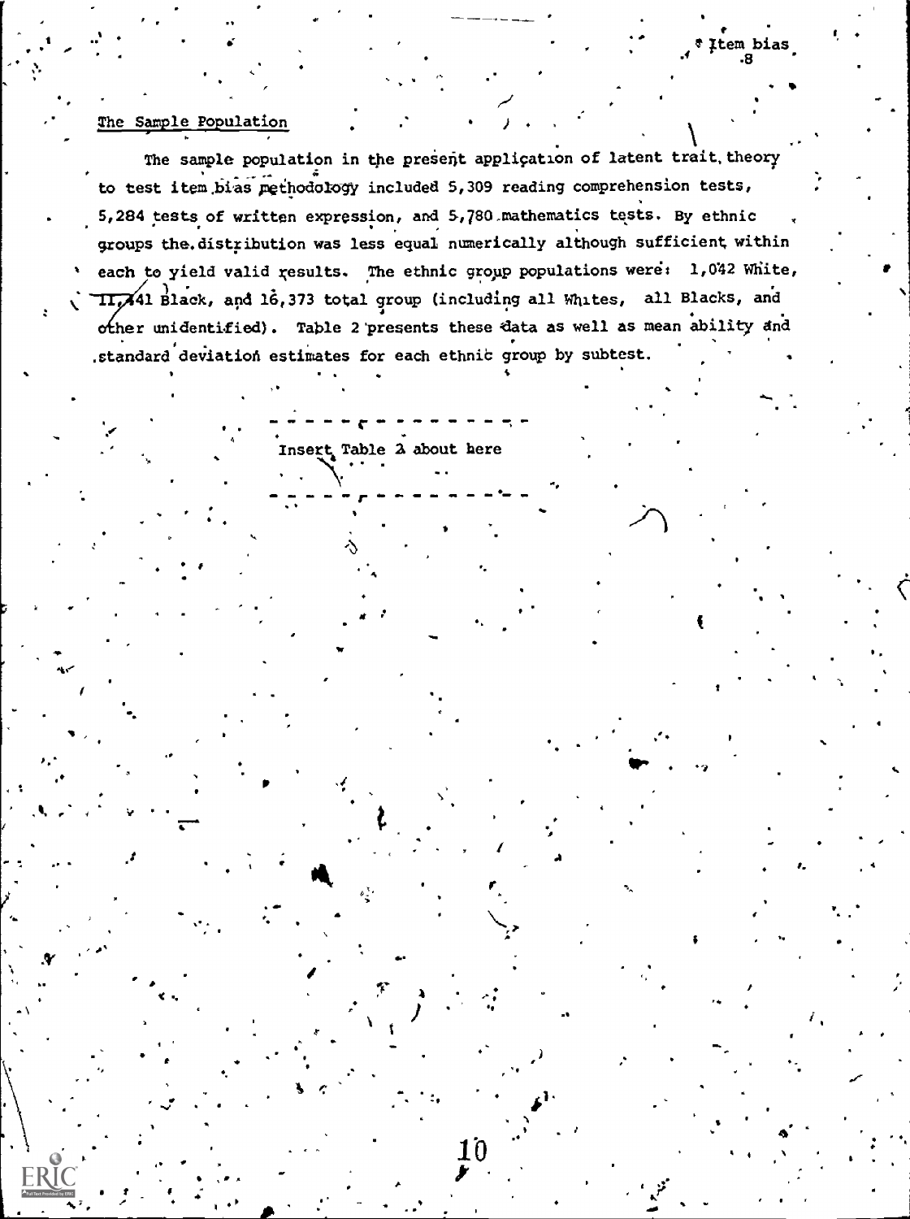## The Sample Population

The sample population in the present application of latent trait theory to test item bias methodology included 5,309 reading comprehension tests, 5,284 tests of written expression, and 5,780 mathematics tests. By ethnic groups the distribution was less equal numerically although sufficient within each to yield valid results. The ethnic group populations were: 1,042 White, 11,441 Black, and 16,373 total group (including all Whites, all Blacks, and other unidentified). Table 2 presents these data as well as mean ability and standard deviation estimates for each ethnic group by subtest.

---

Insert Table 2 about here

---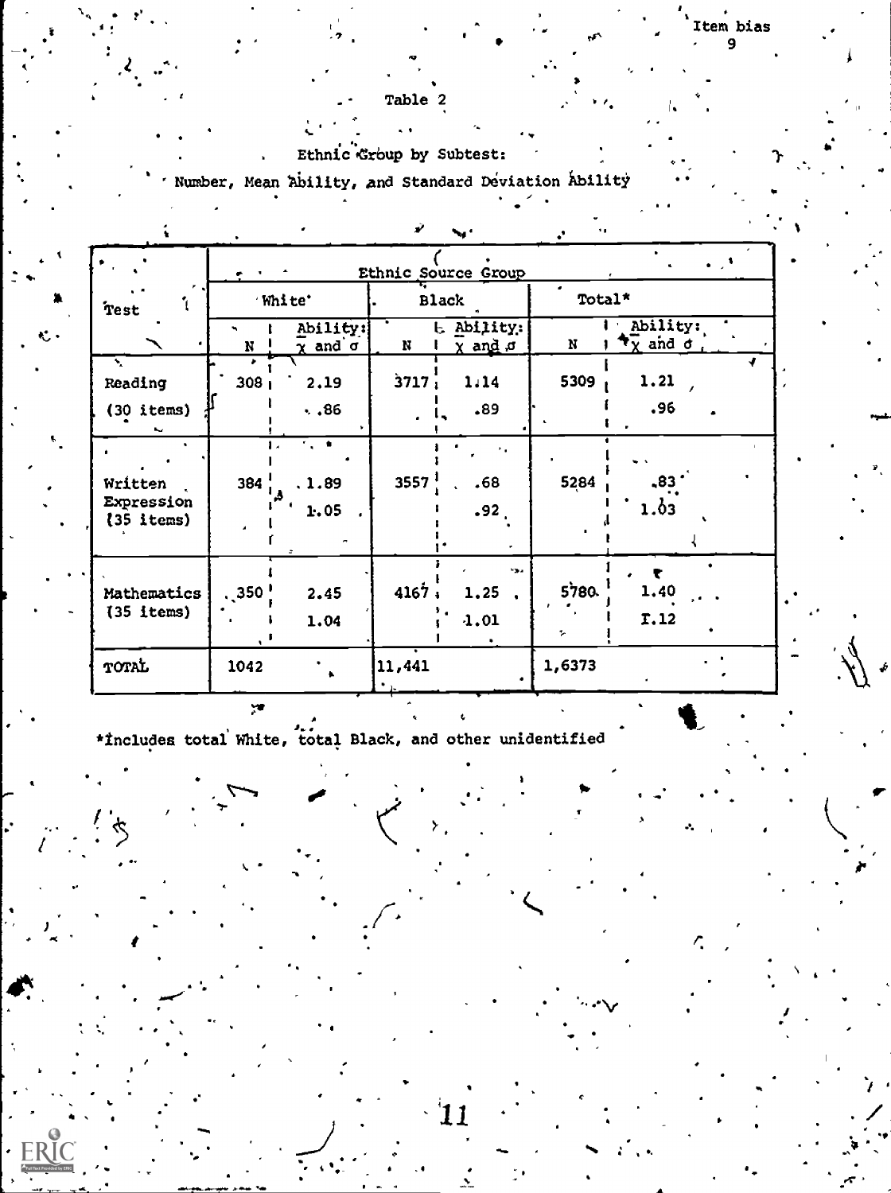Table 2

Ethnic Group by Subtest:

Number, Mean Ability, and Standard Deviation Ability

| Test | Ethnic Source Group | | | | | |
|---|---|---|---|---|---|---|
| | White | | Black | | Total* | |
| | N | Ability: $\bar{X}$ and $\sigma$ | N | Ability: $\bar{X}$ and $\sigma$ | N | Ability: $\bar{X}$ and $\sigma$ |
| Reading (30 items) | 308 | 2.19<br>.86 | 3717 | 1.14<br>.89 | 5309 | 1.21<br>.96 |
| Written Expression (35 items) | 384 | 1.89<br>1.05 | 3557 | .68<br>.92 | 5284 | .83<br>1.03 |
| Mathematics (35 items) | 350 | 2.45<br>1.04 | 4167 | 1.25<br>1.01 | 5780 | 1.40<br>1.12 |
| TOTAL | 1042 | | 11,441 | | 1,6373 | |

*Includes total White, total Black, and other unidentified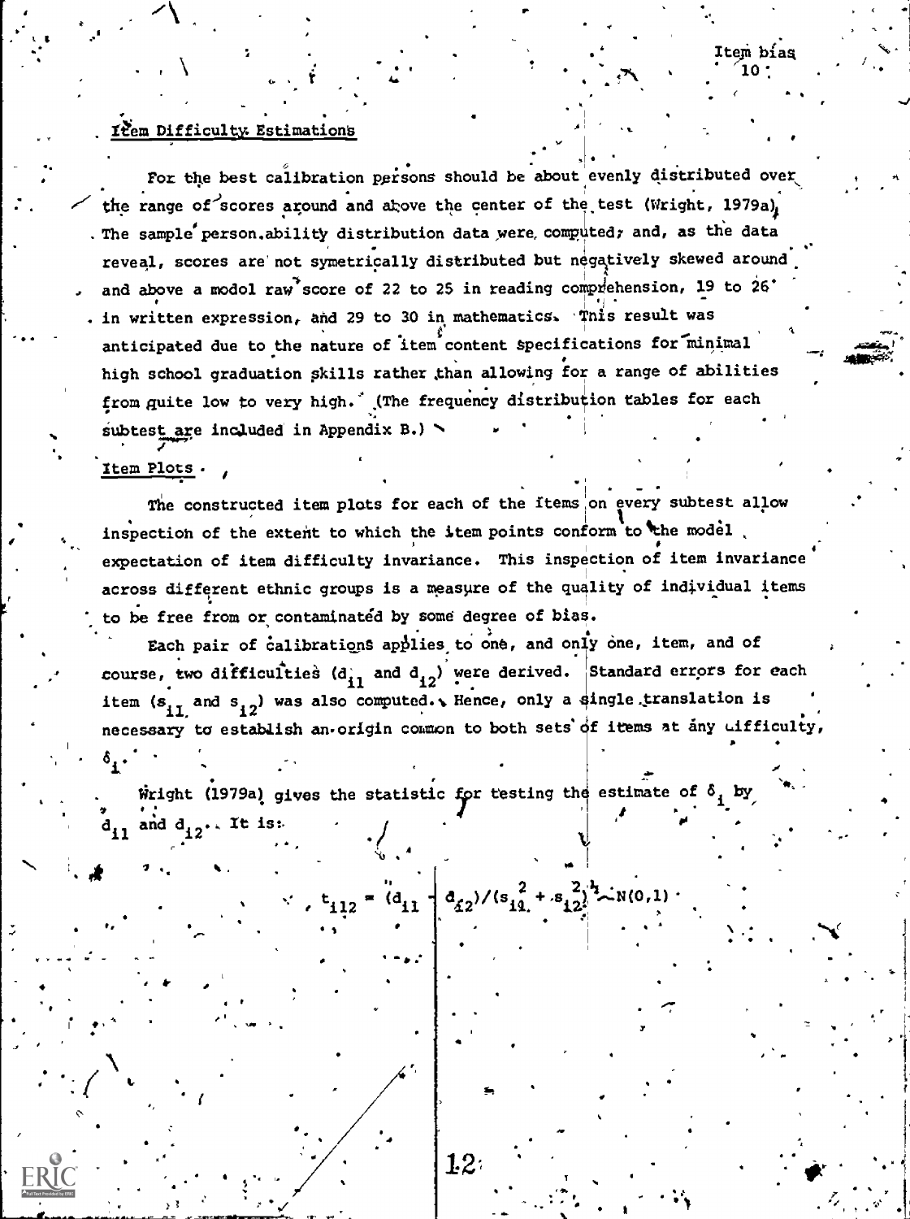## Item Difficulty Estimations

For the best calibration persons should be about evenly distributed over the range of scores around and above the center of the test (Wright, 1979a). The sample person ability distribution data were computed; and, as the data reveal, scores are not symetrically distributed but negatively skewed around and above a modol raw score of 22 to 25 in reading comprehension, 19 to 26 in written expression, and 29 to 30 in mathematics. This result was anticipated due to the nature of item content specifications for minimal high school graduation skills rather than allowing for a range of abilities from quite low to very high. (The frequency distribution tables for each subtest are included in Appendix B.)

## Item Plots

The constructed item plots for each of the items on every subtest allow inspection of the extent to which the item points conform to the model expectation of item difficulty invariance. This inspection of item invariance across different ethnic groups is a measure of the quality of individual items to be free from or contaminated by some degree of bias.

Each pair of calibrations applies to one, and only one, item, and of course, two difficulties ($d_{i1}$ and $d_{i2}$) were derived. Standard errors for each item ($s_{i1}$ and $s_{i2}$) was also computed. Hence, only a single translation is necessary to establish an origin common to both sets of items at any difficulty, $\delta_i$.

Wright (1979a) gives the statistic for testing the estimate of $\delta_i$ by $d_{i1}$ and $d_{i2}$. It is:

$$t_{i12} = (d_{i1} - d_{i2})/(s_{i1}^2 + s_{i2}^2)^{\frac{1}{2}} \sim N(0,1)$$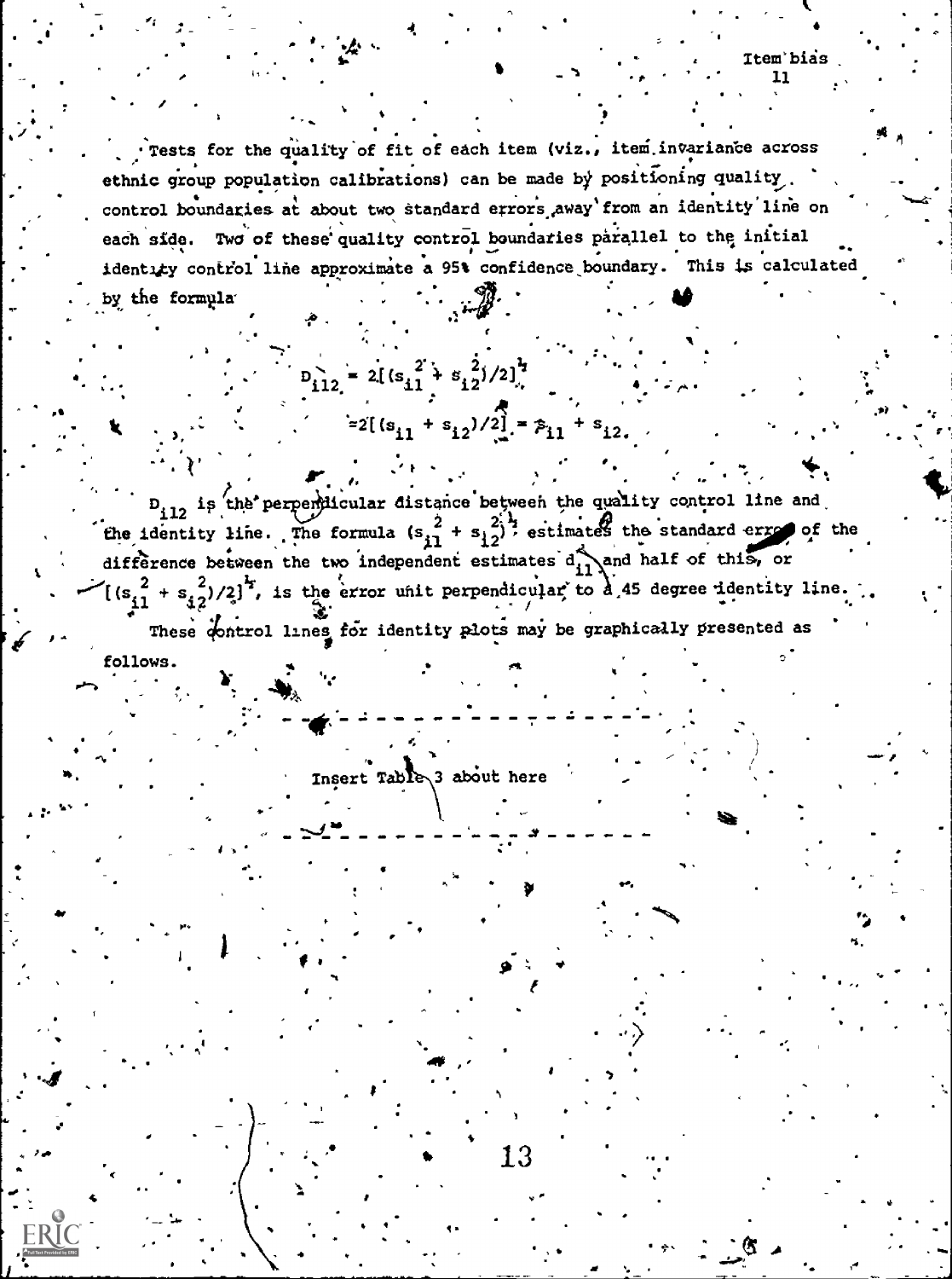Tests for the quality of fit of each item (viz., item invariance across ethnic group population calibrations) can be made by positioning quality control boundaries at about two standard errors away from an identity line on each side. Two of these quality control boundaries parallel to the initial identity control line approximate a 95% confidence boundary. This is calculated by the formula

$$D_{i12} = 2[(s_{i1}^2 + s_{i2}^2)/2]^{\frac{1}{2}}$$

$$= 2[(s_{i1} + s_{i2})/2] = s_{i1} + s_{i2}.$$

$D_{i12}$ is the perpendicular distance between the quality control line and the identity line. The formula $(s_{i1}^2 + s_{i2}^2)^{\frac{1}{2}}$ estimates the standard error of the difference between the two independent estimates $d_{i1}$ and half of this, or $[(s_{i1}^2 + s_{i2}^2)/2]^{\frac{1}{2}}$, is the error unit perpendicular to a 45 degree identity line.

These control lines for identity plots may be graphically presented as follows.

---

Insert Table 3 about here

---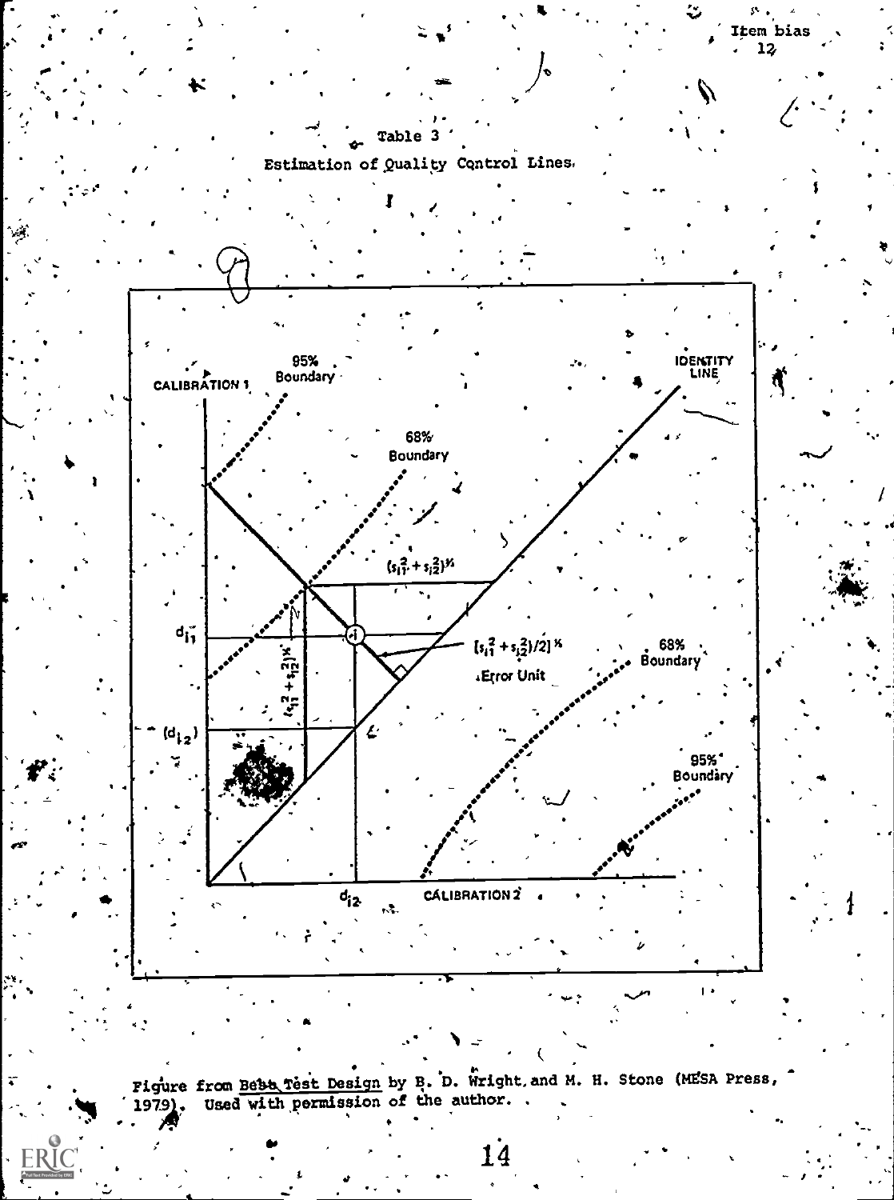Table 3

Estimation of Quality Control Lines

CALIBRATION 1

95% Boundary

68% Boundary

IDENTITY LINE

$(s_{i1}^2 + s_{i2}^2)^{1/2}$

$d_{i1}$

$[(s_{i1}^2 + s_{i2}^2)/2]^{1/2}$

Error Unit

68% Boundary

$(s_{i1}^2 + s_{i2}^2)^{1/2}$

$(d_{i2})$

95% Boundary

$d_{i2}$

CALIBRATION 2

Figure from Best Test Design by B. D. Wright and M. H. Stone (MESA Press, 1979). Used with permission of the author.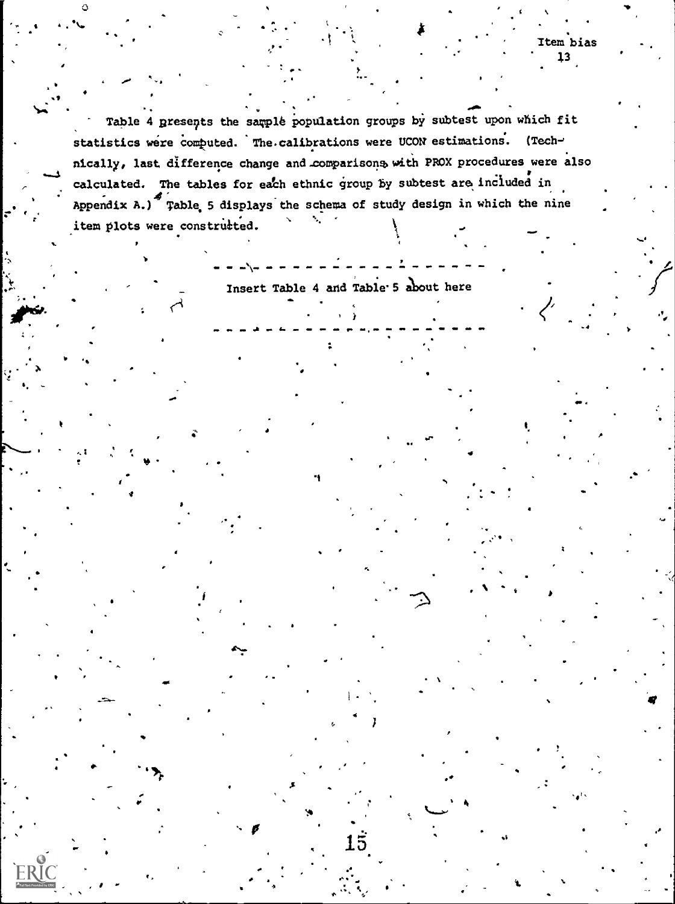Table 4 presents the sample population groups by subtest upon which fit statistics were computed. The calibrations were UCON estimations. (Technically, last difference change and comparisons with PROX procedures were also calculated. The tables for each ethnic group by subtest are included in Appendix A.) Table 5 displays the schema of study design in which the nine item plots were construtted.

---

Insert Table 4 and Table 5 about here

---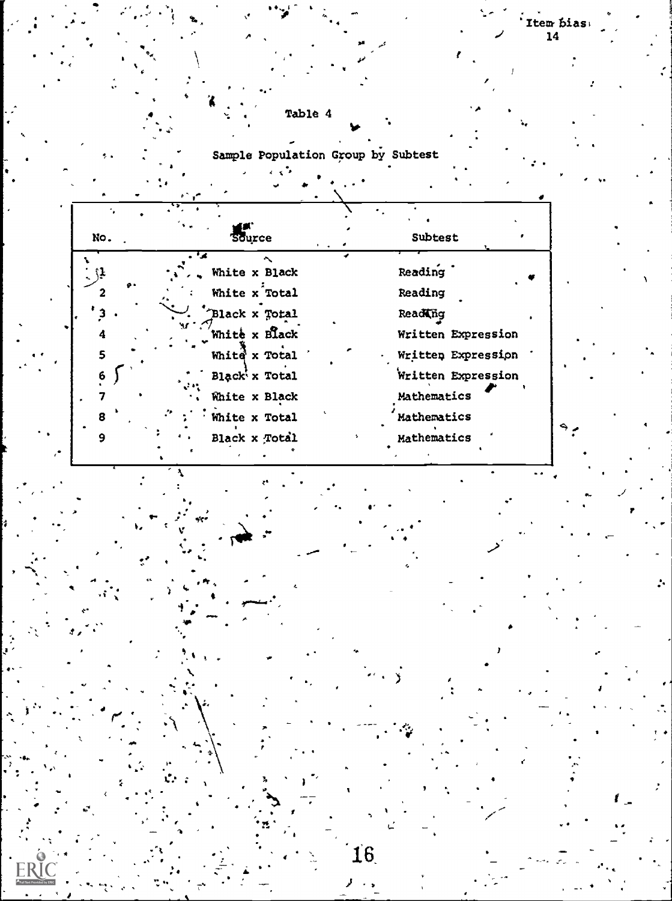Table 4

Sample Population Group by Subtest

| No. | Source | Subtest |
|---|---|---|
| 1 | White x Black | Reading |
| 2 | White x Total | Reading |
| 3 | Black x Total | Reading |
| 4 | White x Black | Written Expression |
| 5 | White x Total | Written Expression |
| 6 | Black x Total | Written Expression |
| 7 | White x Black | Mathematics |
| 8 | White x Total | Mathematics |
| 9 | Black x Total | Mathematics |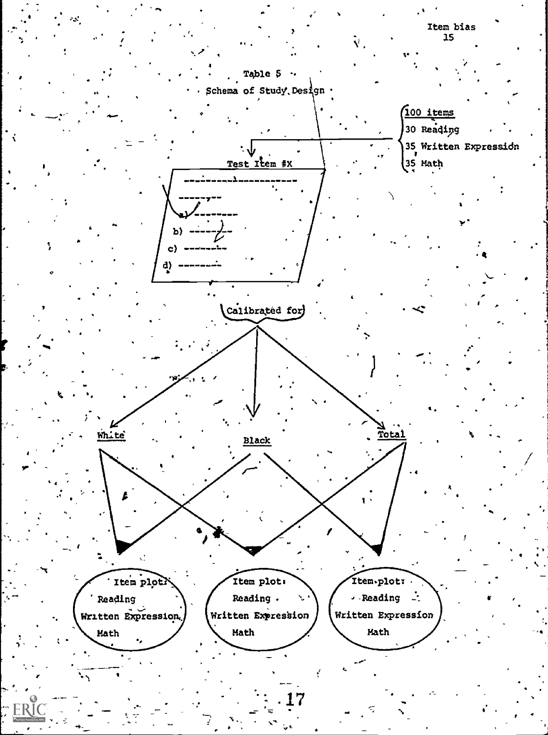Table 5

Schema of Study Design

100 items
30 Reading
35 Written Expression
35 Math

Test Item #X

a) --------
b) --------
c) --------
d) --------

Calibrated for

White | Black | Total

Item plot: Reading, Written Expression, Math

Item plot: Reading, Written Expression, Math

Item plot: Reading, Written Expression, Math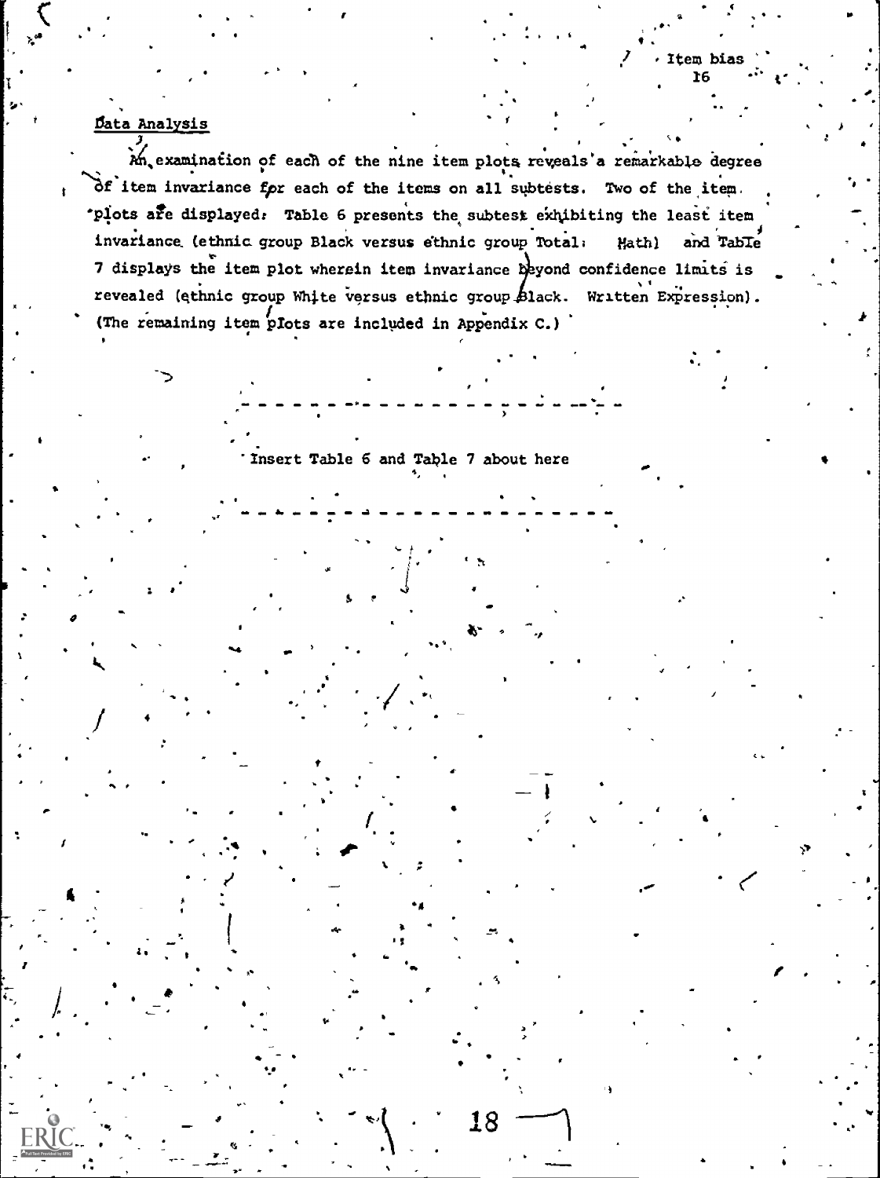## Data Analysis

An examination of each of the nine item plots reveals a remarkable degree of item invariance for each of the items on all subtests. Two of the item plots are displayed: Table 6 presents the subtest exhibiting the least item invariance (ethnic group Black versus ethnic group Total: Math) and Table 7 displays the item plot wherein item invariance beyond confidence limits is revealed (ethnic group White versus ethnic group Black: Written Expression). (The remaining item plots are included in Appendix C.)

---

Insert Table 6 and Table 7 about here

---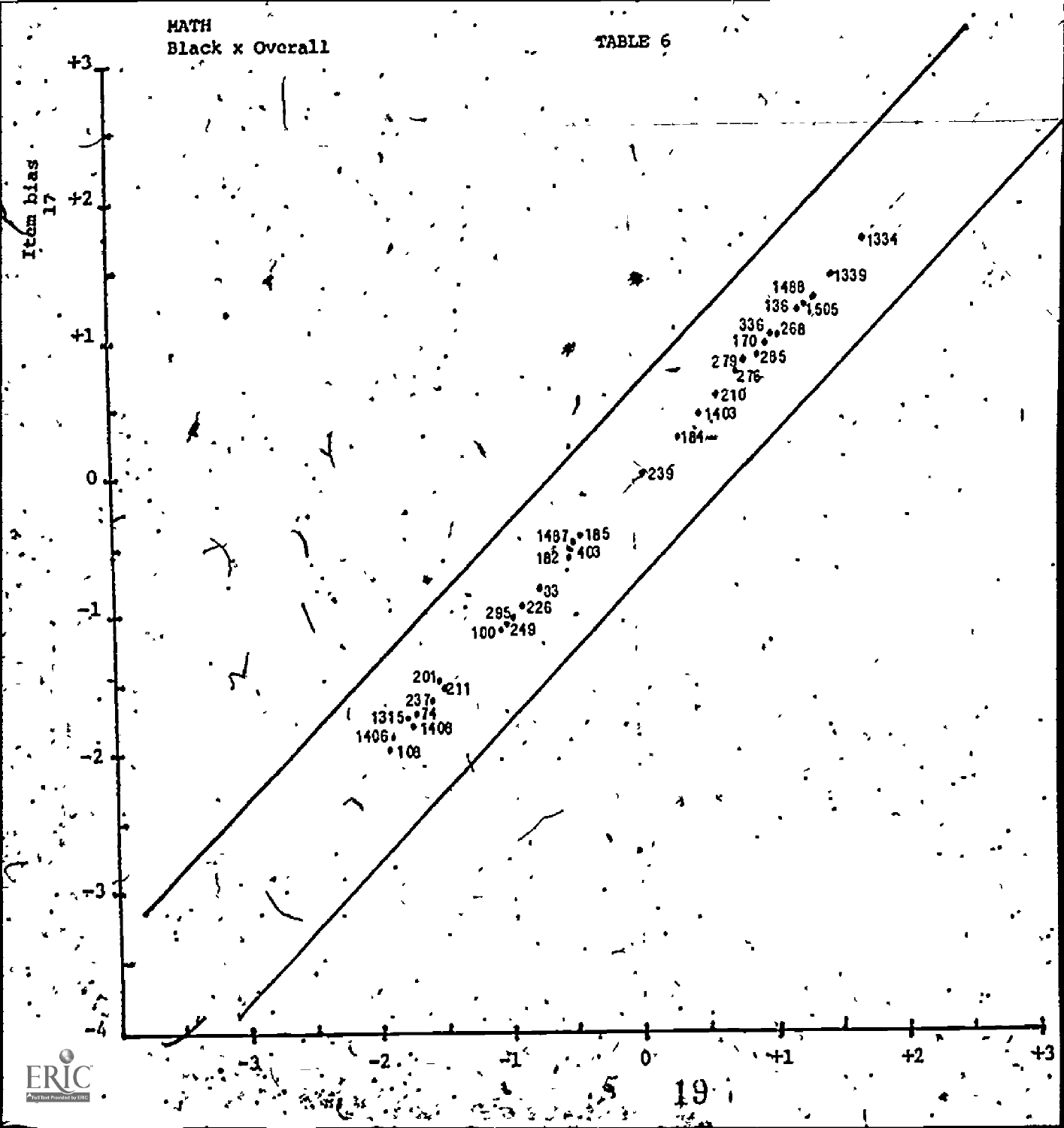MATH
Black x Overall

TABLE 6

Item bias
17

+3, +2, +1, 0, -1, -2, -3, -4

-3, -2, -1, 0, +1, +2, +3

1334, 1339, 1488, 136, 1505, 336, 268, 170, 279, 285, 276, 210, 1403, 184, 239, 1487, 185, 182, 403, 83, 295, 226, 100, 249, 201, 211, 237, 1315, 74, 1408, 1406, 108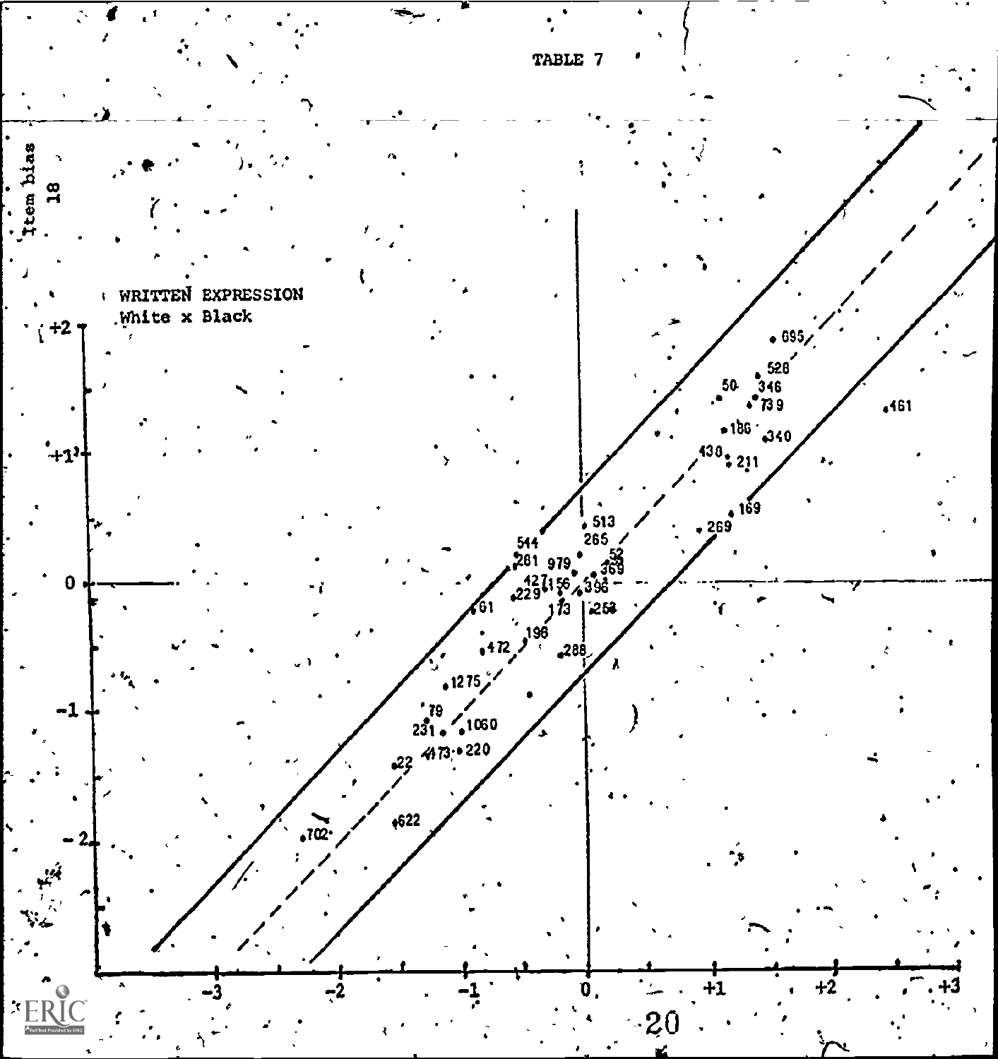TABLE 7

Item bias 18

WRITTEN EXPRESSION
White x Black

+2

+1

0

-1

-2

-3 -2 -1 0 +1 +2 +3

695
528
50 346
739
461
186
340
430 211
169
513
269
544 265
281 979 52
369
427 156
229 396
61 173 253
196
472
288
1275
79
231 1060
473 220
22
622
702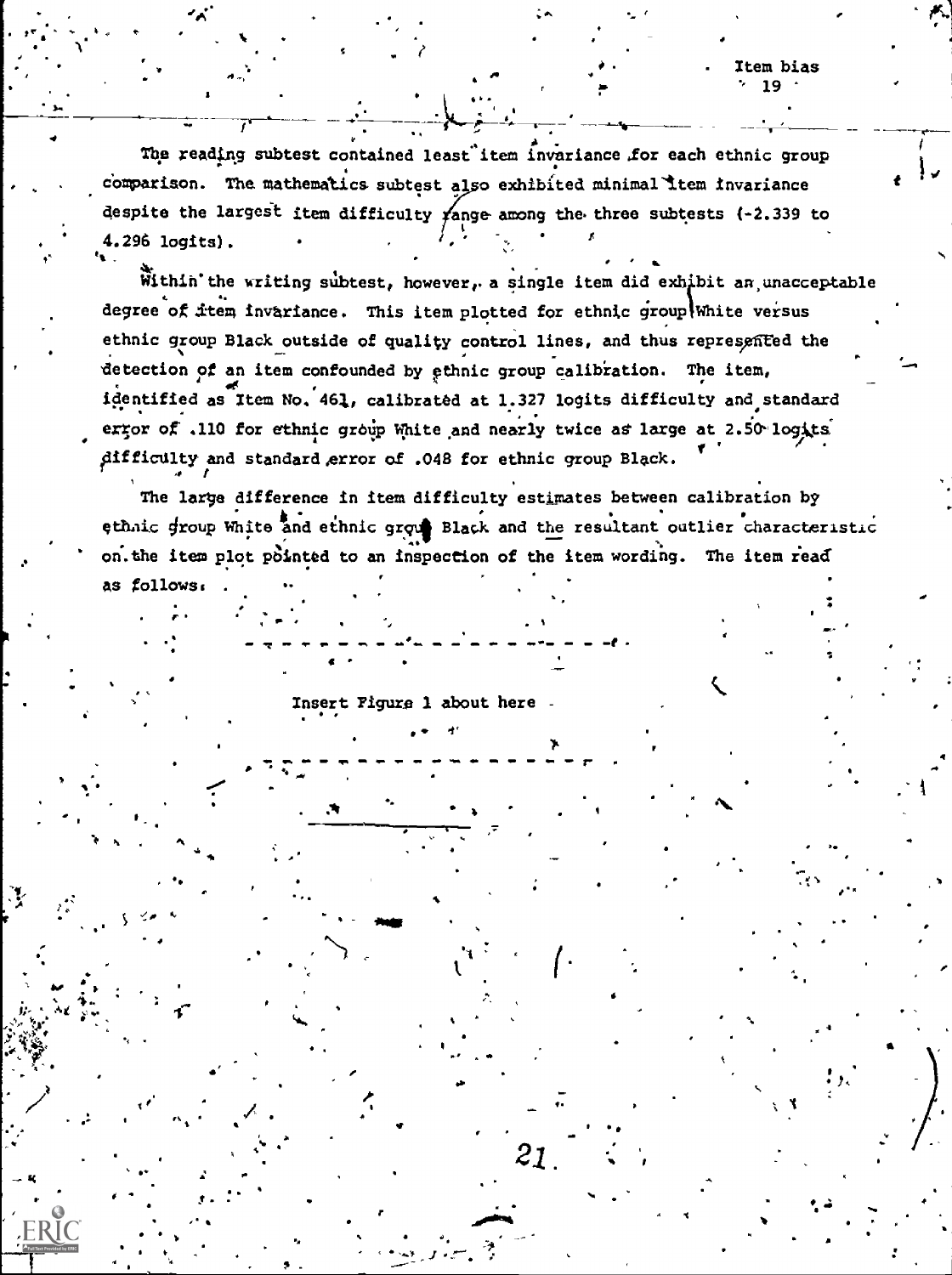The reading subtest contained least item invariance for each ethnic group comparison. The mathematics subtest also exhibited minimal item invariance despite the largest item difficulty range among the three subtests (-2.339 to 4.296 logits).

Within the writing subtest, however, a single item did exhibit an unacceptable degree of item invariance. This item plotted for ethnic group White versus ethnic group Black outside of quality control lines, and thus represented the detection of an item confounded by ethnic group calibration. The item, identified as Item No. 461, calibrated at 1.327 logits difficulty and standard error of .110 for ethnic group White and nearly twice as large at 2.50 logits difficulty and standard error of .048 for ethnic group Black.

The large difference in item difficulty estimates between calibration by ethnic group White and ethnic group Black and the resultant outlier characteristic on the item plot pointed to an inspection of the item wording. The item read as follows:

---

Insert Figure 1 about here

---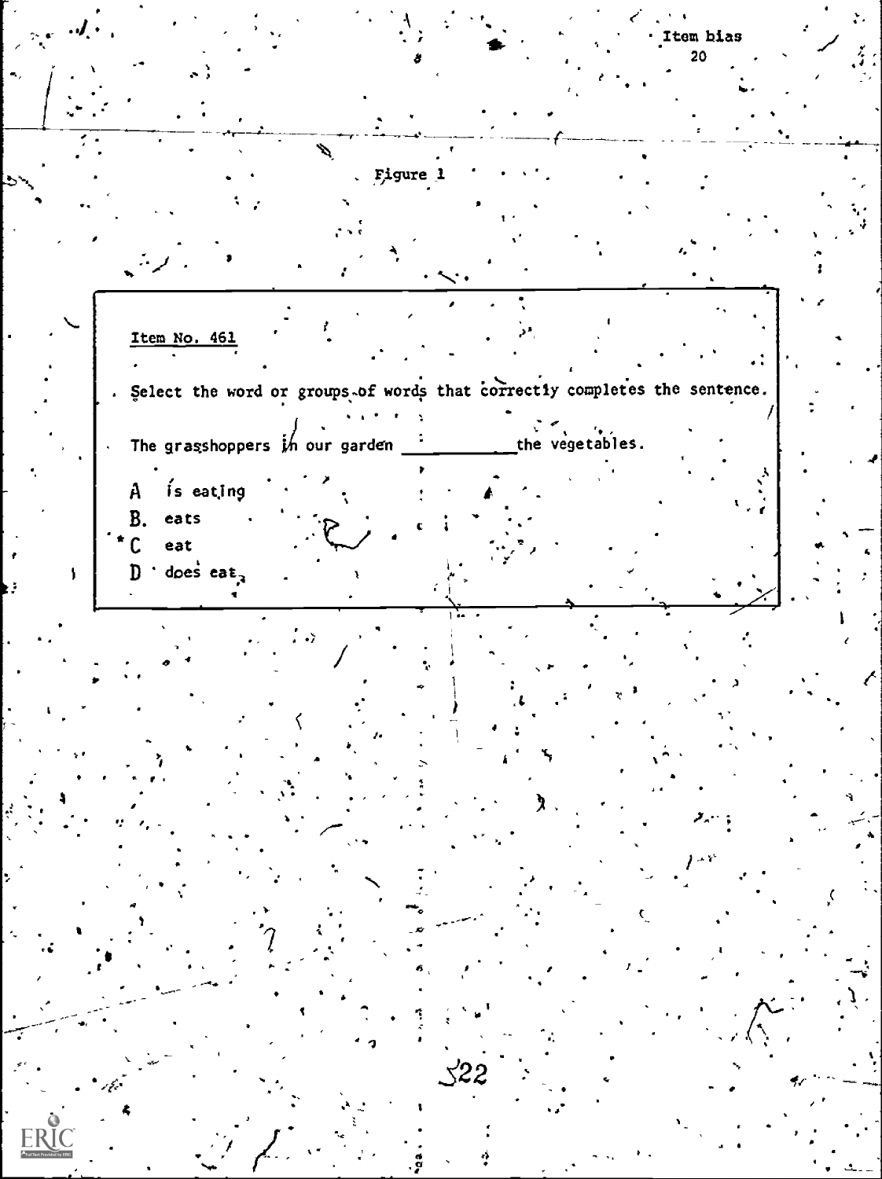Figure 1

**Item No. 461**

Select the word or groups of words that correctly completes the sentence.

The grasshoppers in our garden ___________ the vegetables.

A is eating
B. eats
*C eat
D does eat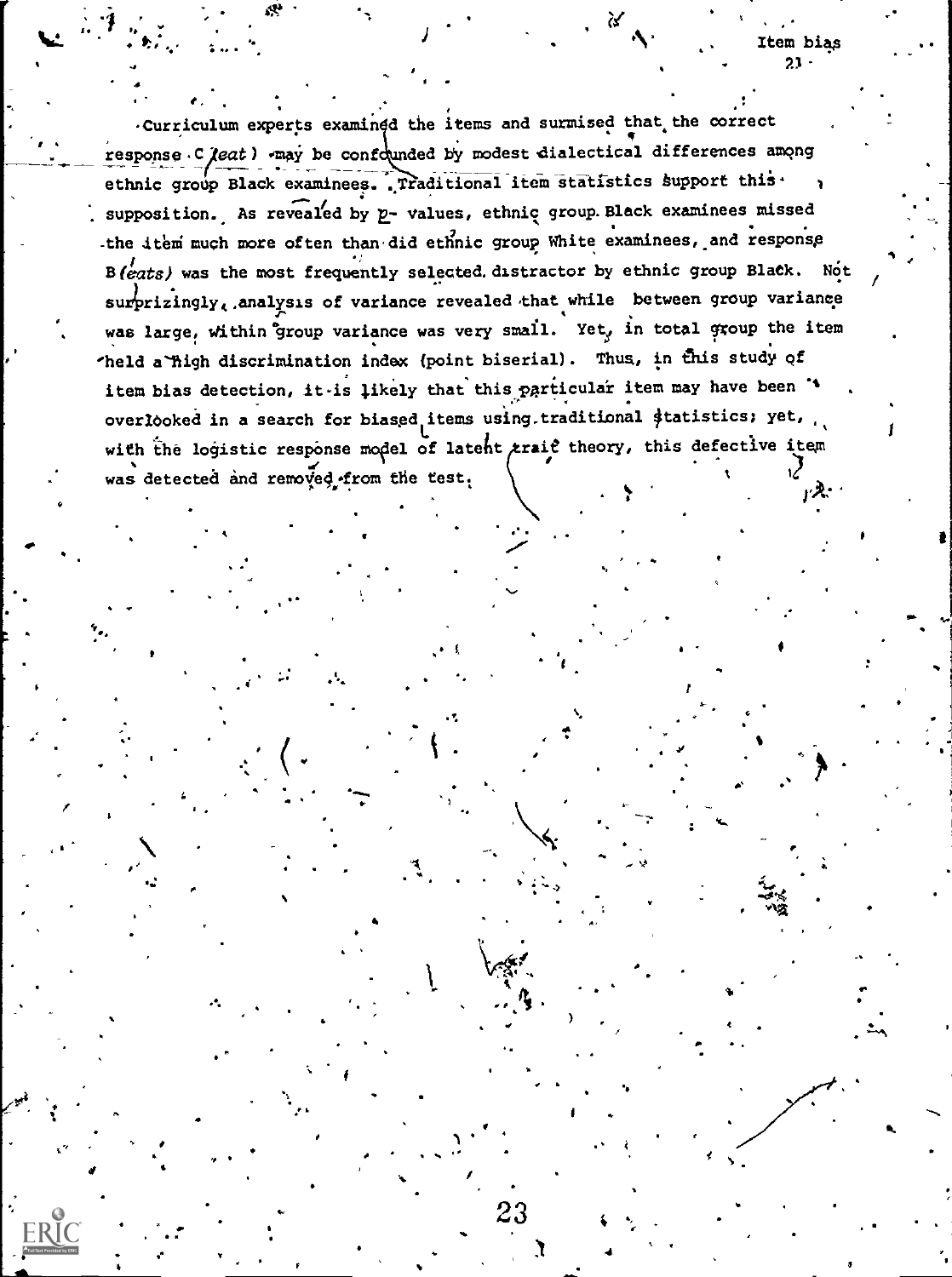Curriculum experts examined the items and surmised that the correct response C (*eat*) may be confounded by modest dialectical differences among ethnic group Black examinees. Traditional item statistics support this supposition. As revealed by p- values, ethnic group Black examinees missed the item much more often than did ethnic group White examinees, and response B (*eats*) was the most frequently selected distractor by ethnic group Black. Not surprizingly, analysis of variance revealed that while between group variance was large, within group variance was very small. Yet, in total group the item held a high discrimination index (point biserial). Thus, in this study of item bias detection, it is likely that this particular item may have been overlooked in a search for biased items using traditional statistics; yet, with the logistic response model of latent trait theory, this defective item was detected and removed from the test.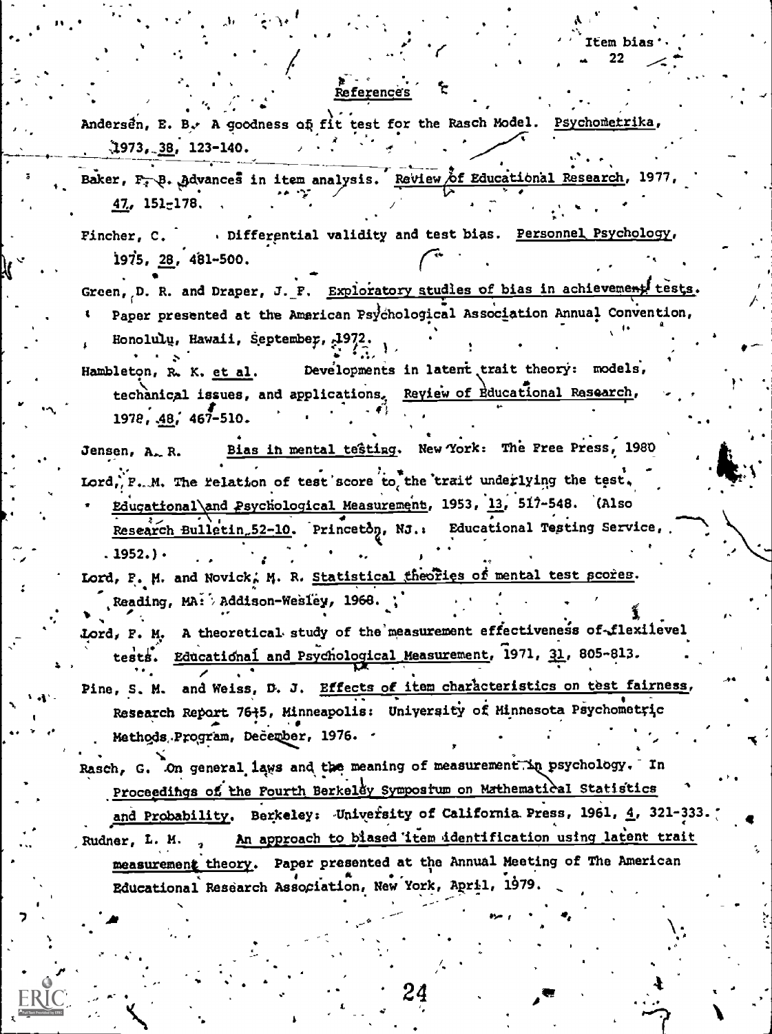## References

Andersen, E. B. A goodness of fit test for the Rasch Model. Psychometrika, 1973, 38, 123-140.

Baker, F. B. Advances in item analysis. Review of Educational Research, 1977, 47, 151-178.

Fincher, C. Differential validity and test bias. Personnel Psychology, 1975, 28, 481-500.

Green, D. R. and Draper, J. F. Exploratory studies of bias in achievement tests. Paper presented at the American Psychological Association Annual Convention, Honolulu, Hawaii, September, 1972.

Hambleton, R. K. et al. Developments in latent trait theory: models, techanical issues, and applications. Review of Educational Research, 1978, 48, 467-510.

Jensen, A. R. Bias in mental testing. New York: The Free Press, 1980

Lord, F. M. The relation of test score to the trait underlying the test. Educational and Psychological Measurement, 1953, 13, 517-548. (Also Research Bulletin 52-10. Princeton, NJ.: Educational Testing Service, 1952.)

Lord, F. M. and Novick, M. R. Statistical theories of mental test scores. Reading, MA: Addison-Wesley, 1968.

Lord, F. M. A theoretical study of the measurement effectiveness of flexilevel tests. Educational and Psychological Measurement, 1971, 31, 805-813.

Pine, S. M. and Weiss, D. J. Effects of item characteristics on test fairness, Research Report 76-5, Minneapolis: University of Minnesota Psychometric Methods Program, December, 1976.

Rasch, G. On general laws and the meaning of measurement in psychology. In Proceedings of the Fourth Berkeley Symposium on Mathematical Statistics and Probability. Berkeley: University of California Press, 1961, 4, 321-333.

Rudner, L. M. An approach to biased item identification using latent trait measurement theory. Paper presented at the Annual Meeting of The American Educational Research Association, New York, April, 1979.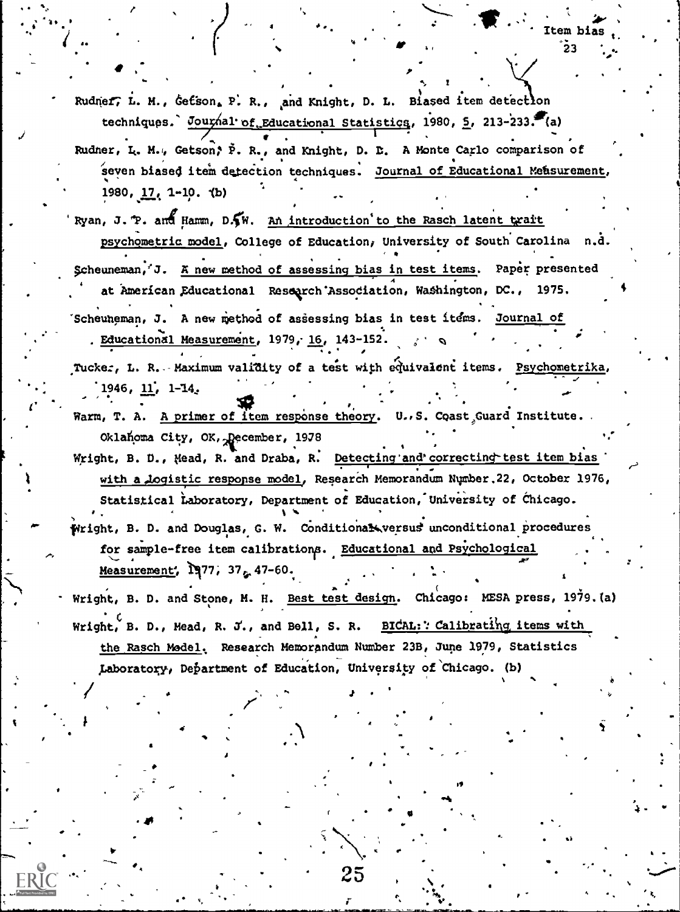Rudner, L. M., Getson, P. R., and Knight, D. L. Biased item detection techniques. Journal of Educational Statistics, 1980, 5, 213-233. (a)

Rudner, L. M., Getson, P. R., and Knight, D. L. A Monte Carlo comparison of seven biased item detection techniques. Journal of Educational Measurement, 1980, 17, 1-10. (b)

Ryan, J. P. and Hamm, D. W. An introduction to the Rasch latent trait psychometric model, College of Education, University of South Carolina n.d.

Scheuneman, J. A new method of assessing bias in test items. Paper presented at American Educational Research Association, Washington, DC., 1975.

Scheuneman, J. A new method of assessing bias in test items. Journal of Educational Measurement, 1979, 16, 143-152.

Tucker, L. R. Maximum validity of a test with equivalent items. Psychometrika, 1946, 11, 1-14.

Warm, T. A. A primer of item response theory. U.S. Coast Guard Institute. Oklahoma City, OK, December, 1978

Wright, B. D., Mead, R. and Draba, R. Detecting and correcting test item bias with a logistic response model, Research Memorandum Number 22, October 1976, Statistical Laboratory, Department of Education, University of Chicago.

Wright, B. D. and Douglas, G. W. Conditional versus unconditional procedures for sample-free item calibrations. Educational and Psychological Measurement, 1977, 37, 47-60.

Wright, B. D. and Stone, M. H. Best test design. Chicago: MESA press, 1979. (a)

Wright, B. D., Mead, R. J., and Bell, S. R. BICAL: Calibrating items with the Rasch Model. Research Memorandum Number 23B, June 1979, Statistics Laboratory, Department of Education, University of Chicago. (b)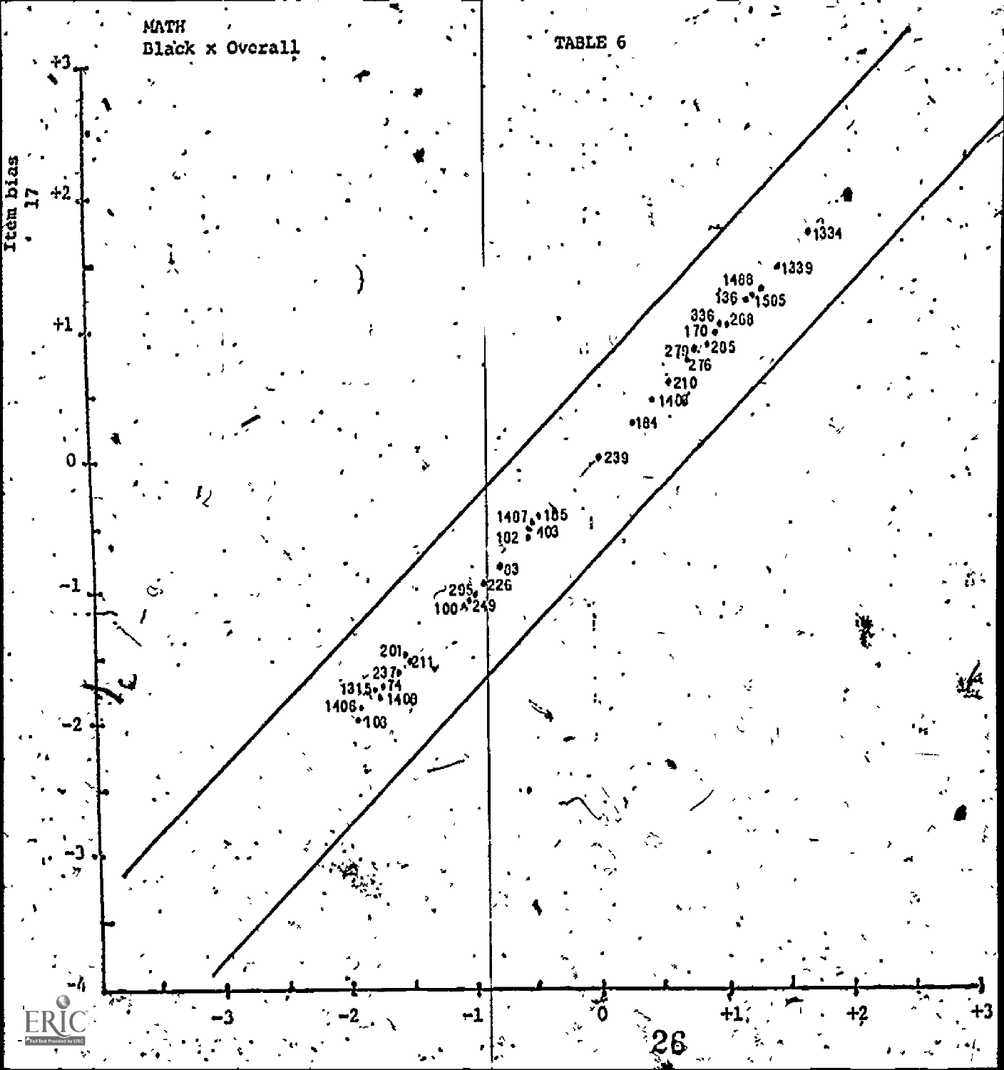MATH
Black x Overall

TABLE 6

Item bias 17

+3, +2, +1, 0, -1, -2, -3, -4

-3, -2, -1, 0, +1, +2, +3

1334, 1339, 1488, 136, 1505, 336, 208, 170, 279, 205, 276, 210, 1409, 184, 239, 1407, 185, 102, 103, 03, 295, 226, 100, 249, 201, 211, 237, 1315, 74, 1408, 1406, 103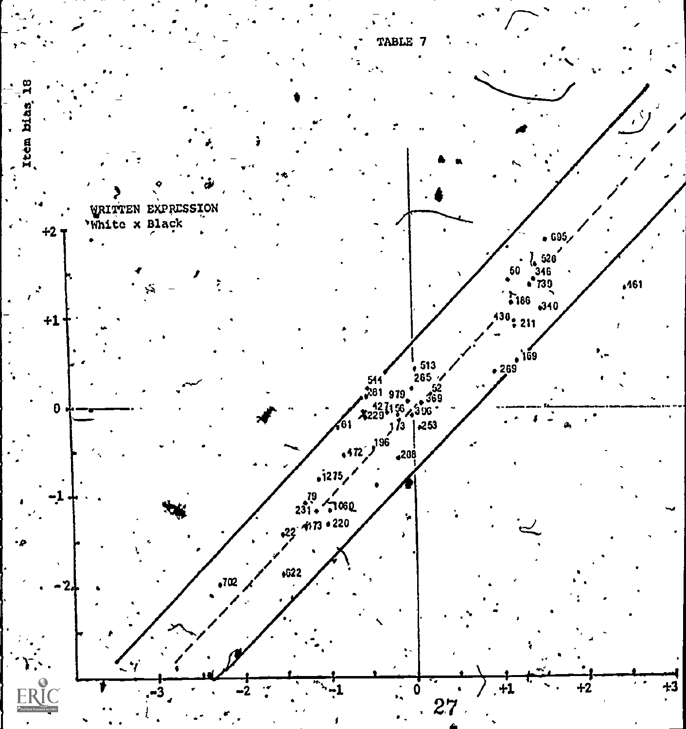TABLE 7

Item bias 18

WRITTEN EXPRESSION
White x Black

+2

+1

0

-1

-2

-3 -2 -1 0 +1 +2 +3

695, 528, 50, 346, 739, 461, 186, 340, 438, 211, 169, 269, 513, 265, 544, 281, 979, 52, 369, 427, 156, 396, 229, 173, 253, 61, 196, 472, 208, 1275, 79, 231, 1060, 173, 220, 22, 622, 702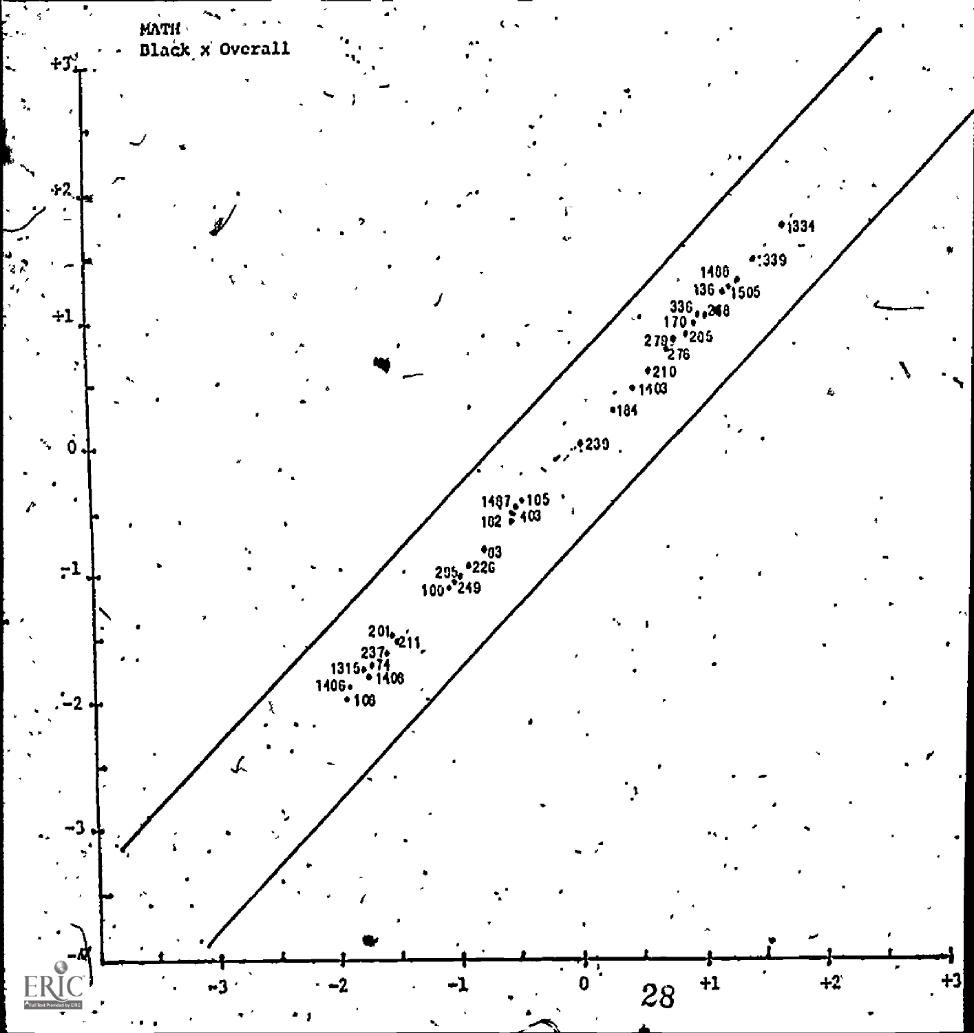MATH
Black x Overall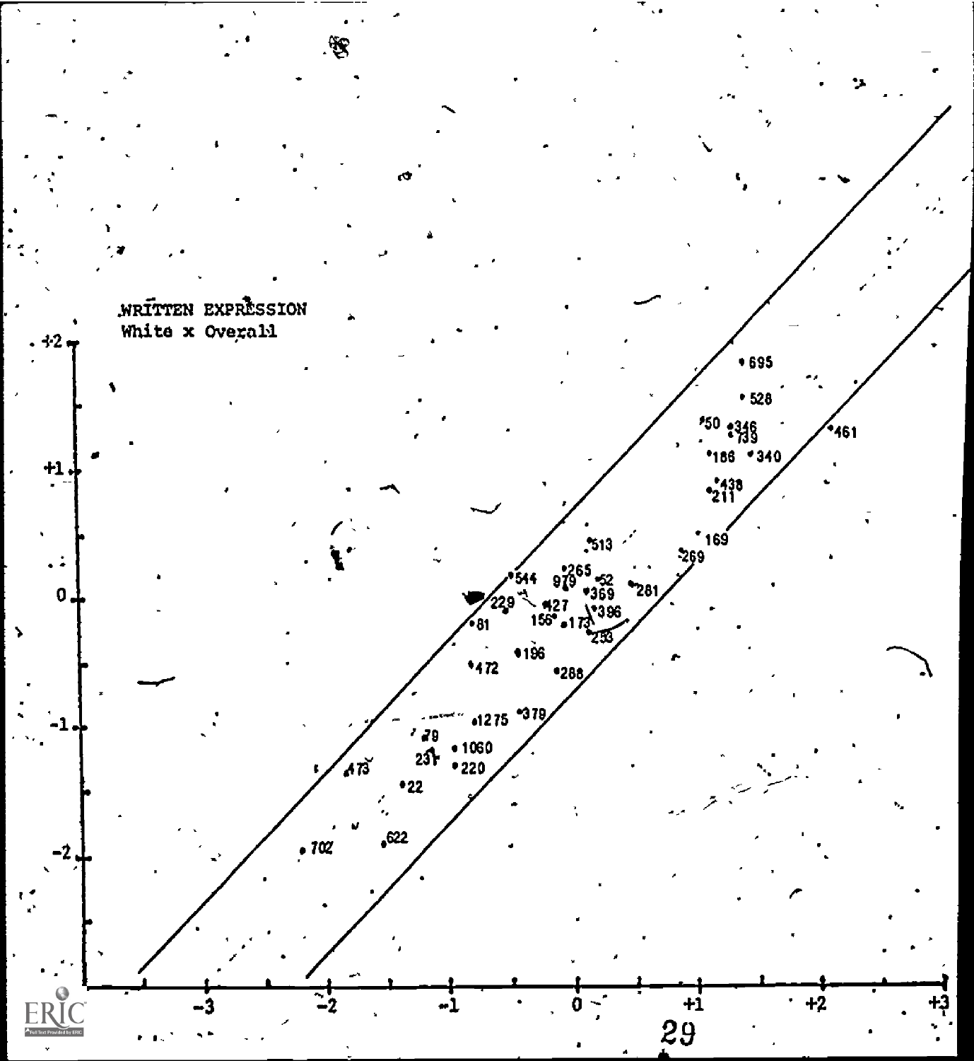WRITTEN EXPRESSION
White x Overall

+2
+1
0
-1
-2

-3 -2 -1 0 +1 +2 +3

695
528
50 346 739 461
186 340
438 211
169
513
269
544 265 979 52 369 281
229 427 396
156 173 253
81
196
472
288
1275 379
79
231 1060
473 220
22
702 622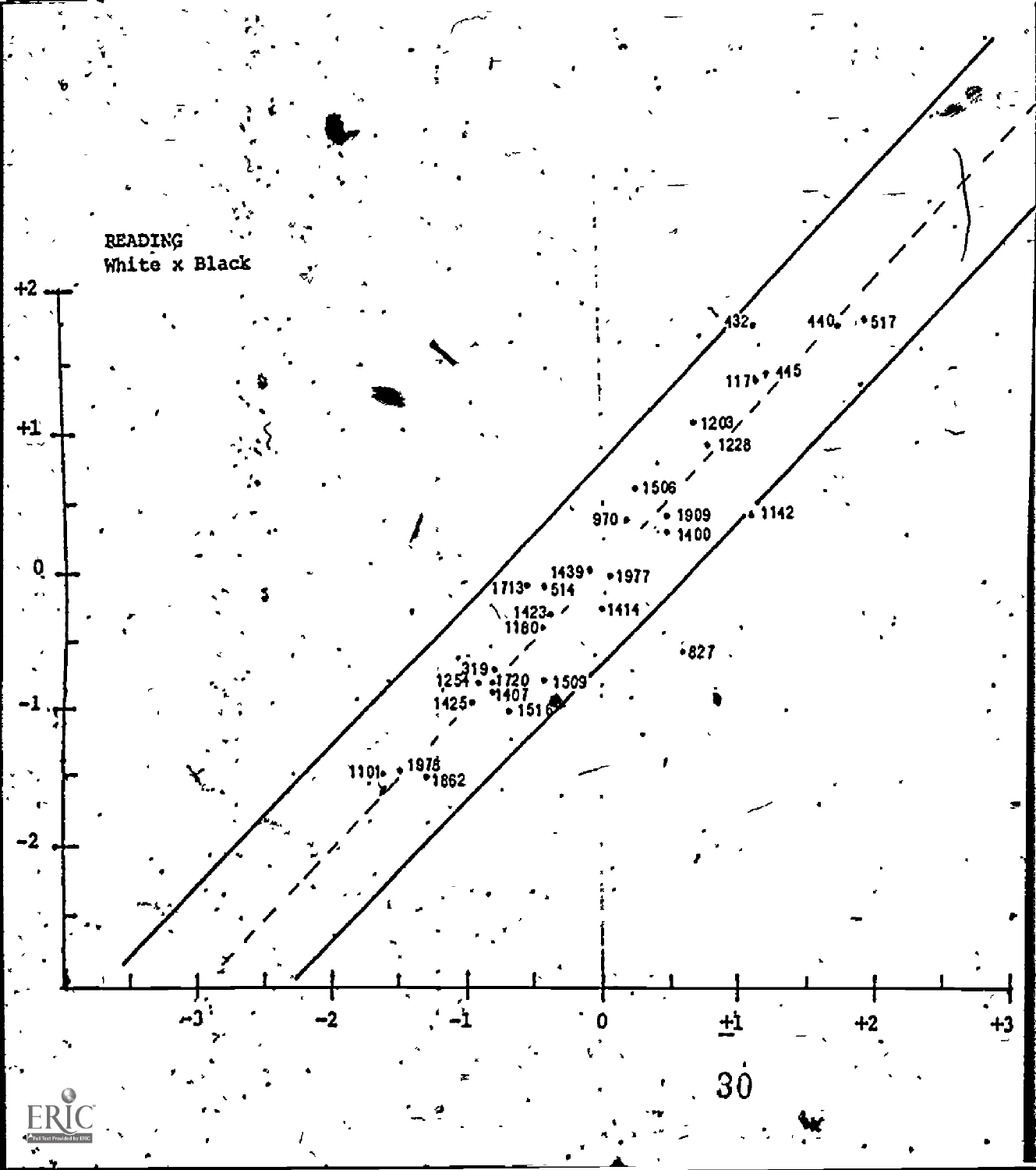READING
White x Black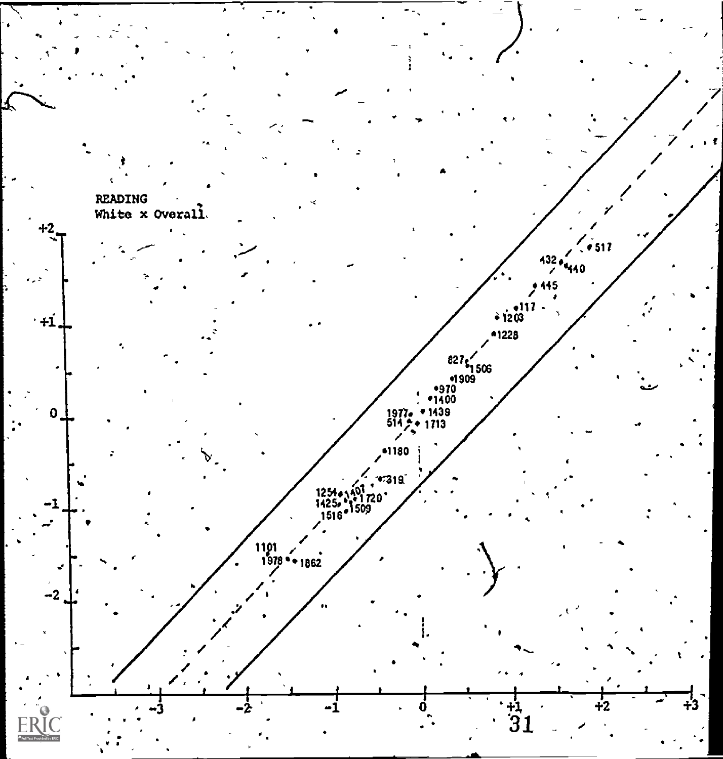READING
White x Overall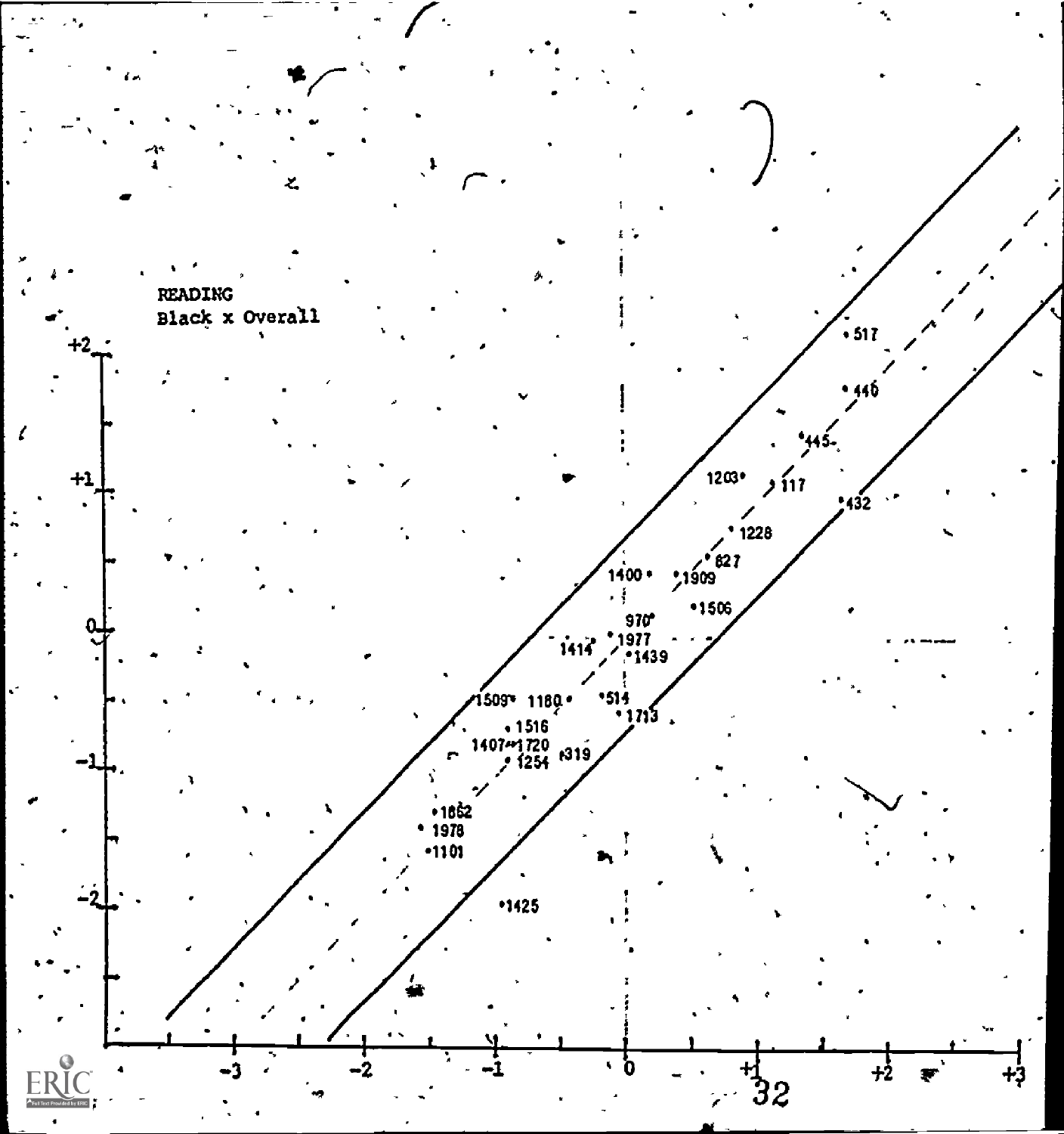READING
Black x Overall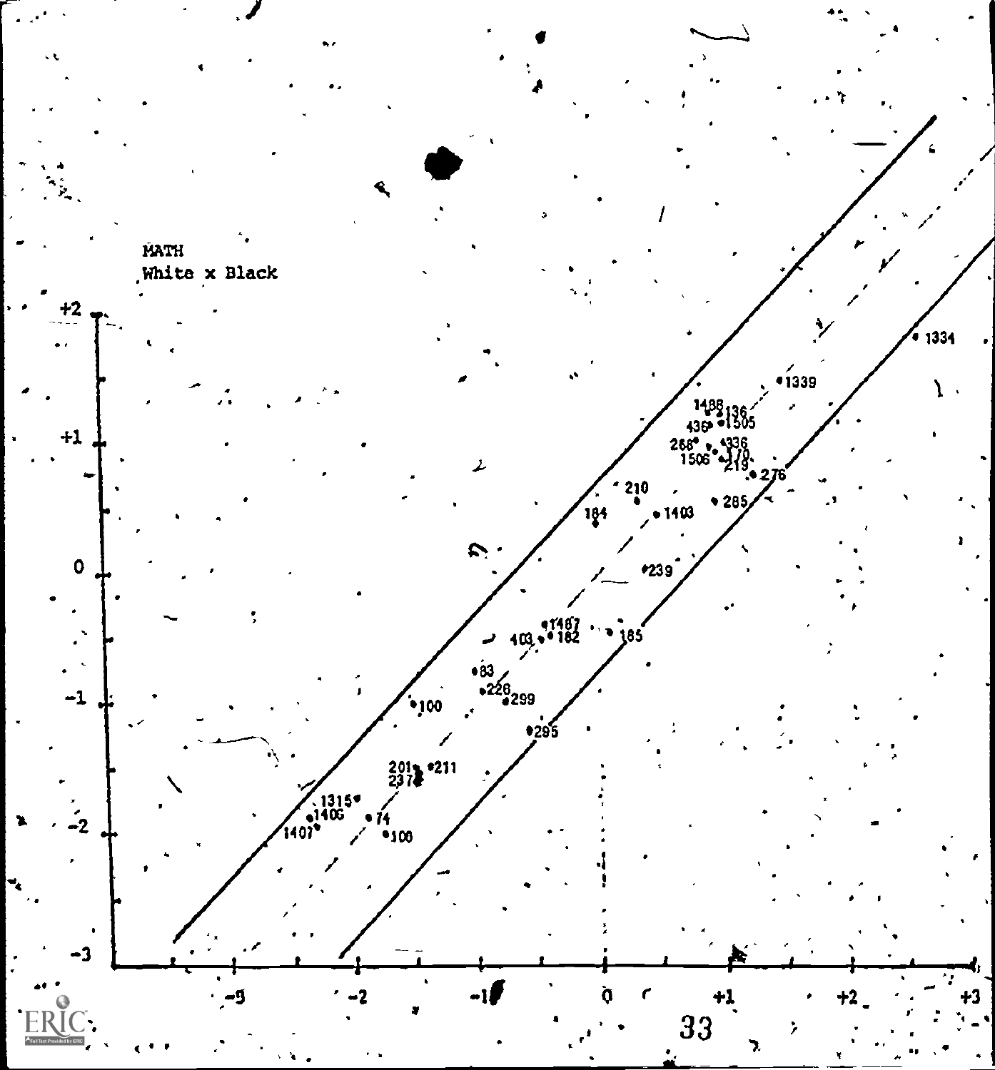MATH
White x Black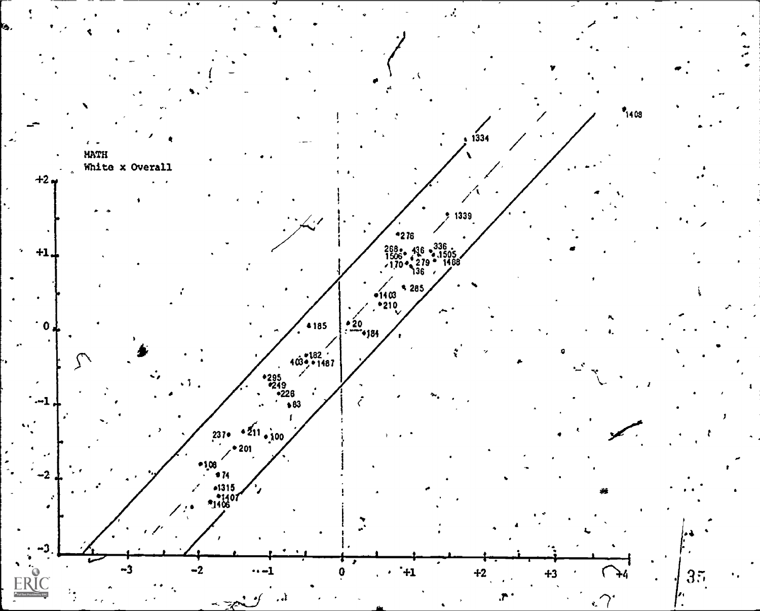MATH
White x Overall

+2
+1
0
-1
-2
-3

-3
-2
-1
0
+1
+2
+3
+4

1408
1334
1339
276
268
436
336
1506
1505
170
279
1488
136
285
1403
210
185
20
184
182
403
1487
295
249
226
83
237
211
100
201
108
74
1315
1407
1406